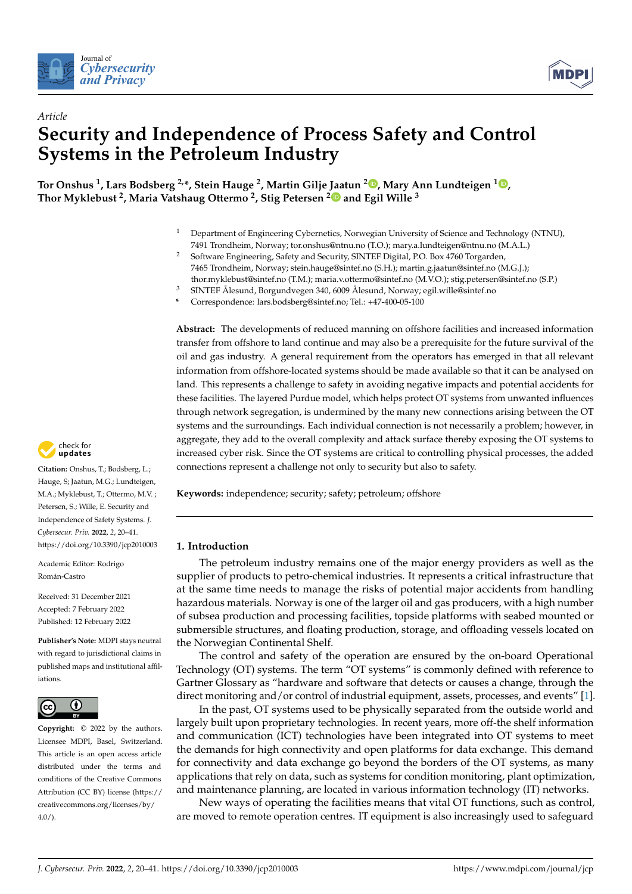*Article*

# Security and Independence of Process Safety and Control Systems in the Petroleum Industry

**Tor Onshus [1], Lars Bodsberg [2,*], Stein Hauge [2], Martin Gilje Jaatun [2], Mary Ann Lundteigen [1], Thor Myklebust [2], Maria Vatshaug Ottermo [2], Stig Petersen [2] and Egil Wille [3]**

[1] Department of Engineering Cybernetics, Norwegian University of Science and Technology (NTNU), 7491 Trondheim, Norway; tor.onshus@ntnu.no (T.O.); mary.a.lundteigen@ntnu.no (M.A.L.)

[2] Software Engineering, Safety and Security, SINTEF Digital, P.O. Box 4760 Torgarden, 7465 Trondheim, Norway; stein.hauge@sintef.no (S.H.); martin.g.jaatun@sintef.no (M.G.J.); thor.myklebust@sintef.no (T.M.); maria.v.ottermo@sintef.no (M.V.O.); stig.petersen@sintef.no (S.P.)

[3] SINTEF Ålesund, Borgundvegen 340, 6009 Ålesund, Norway; egil.wille@sintef.no

* Correspondence: lars.bodsberg@sintef.no; Tel.: +47-400-05-100

**Citation:** Onshus, T.; Bodsberg, L.; Hauge, S; Jaatun, M.G.; Lundteigen, M.A.; Myklebust, T.; Ottermo, M.V. ; Petersen, S.; Wille, E. Security and Independence of Safety Systems. *J. Cybersecur. Priv.* **2022**, *2*, 20–41. https://doi.org/10.3390/jcp2010003

Academic Editor: Rodrigo Román-Castro

Received: 31 December 2021
Accepted: 7 February 2022
Published: 12 February 2022

**Publisher's Note:** MDPI stays neutral with regard to jurisdictional claims in published maps and institutional affiliations.

**Copyright:** © 2022 by the authors. Licensee MDPI, Basel, Switzerland. This article is an open access article distributed under the terms and conditions of the Creative Commons Attribution (CC BY) license (https://creativecommons.org/licenses/by/4.0/).

**Abstract:** The developments of reduced manning on offshore facilities and increased information transfer from offshore to land continue and may also be a prerequisite for the future survival of the oil and gas industry. A general requirement from the operators has emerged in that all relevant information from offshore-located systems should be made available so that it can be analysed on land. This represents a challenge to safety in avoiding negative impacts and potential accidents for these facilities. The layered Purdue model, which helps protect OT systems from unwanted influences through network segregation, is undermined by the many new connections arising between the OT systems and the surroundings. Each individual connection is not necessarily a problem; however, in aggregate, they add to the overall complexity and attack surface thereby exposing the OT systems to increased cyber risk. Since the OT systems are critical to controlling physical processes, the added connections represent a challenge not only to security but also to safety.

**Keywords:** independence; security; safety; petroleum; offshore

## 1. Introduction

The petroleum industry remains one of the major energy providers as well as the supplier of products to petro-chemical industries. It represents a critical infrastructure that at the same time needs to manage the risks of potential major accidents from handling hazardous materials. Norway is one of the larger oil and gas producers, with a high number of subsea production and processing facilities, topside platforms with seabed mounted or submersible structures, and floating production, storage, and offloading vessels located on the Norwegian Continental Shelf.

The control and safety of the operation are ensured by the on-board Operational Technology (OT) systems. The term "OT systems" is commonly defined with reference to Gartner Glossary as "hardware and software that detects or causes a change, through the direct monitoring and/or control of industrial equipment, assets, processes, and events" [1].

In the past, OT systems used to be physically separated from the outside world and largely built upon proprietary technologies. In recent years, more off-the shelf information and communication (ICT) technologies have been integrated into OT systems to meet the demands for high connectivity and open platforms for data exchange. This demand for connectivity and data exchange go beyond the borders of the OT systems, as many applications that rely on data, such as systems for condition monitoring, plant optimization, and maintenance planning, are located in various information technology (IT) networks.

New ways of operating the facilities means that vital OT functions, such as control, are moved to remote operation centres. IT equipment is also increasingly used to safeguard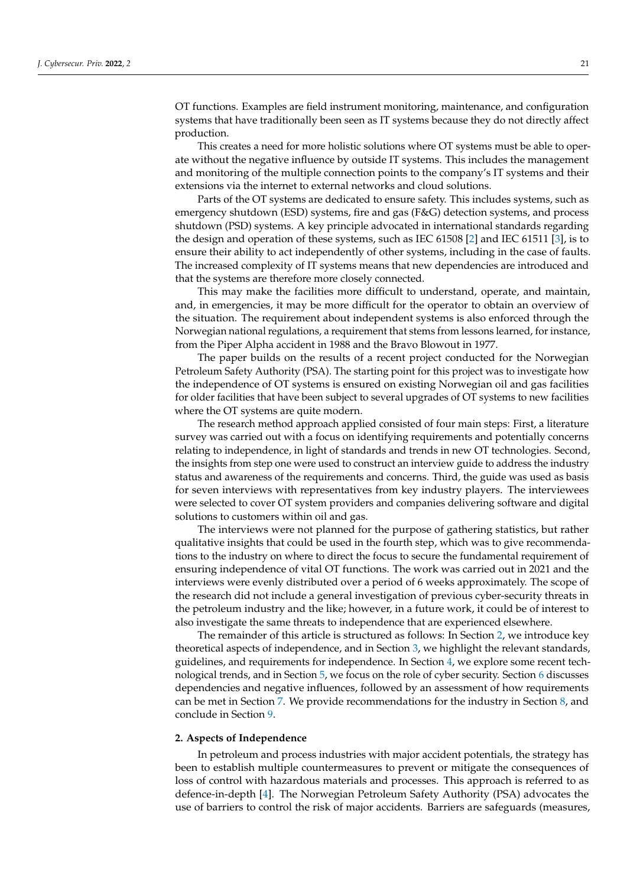OT functions. Examples are field instrument monitoring, maintenance, and configuration systems that have traditionally been seen as IT systems because they do not directly affect production.

This creates a need for more holistic solutions where OT systems must be able to operate without the negative influence by outside IT systems. This includes the management and monitoring of the multiple connection points to the company's IT systems and their extensions via the internet to external networks and cloud solutions.

Parts of the OT systems are dedicated to ensure safety. This includes systems, such as emergency shutdown (ESD) systems, fire and gas (F&G) detection systems, and process shutdown (PSD) systems. A key principle advocated in international standards regarding the design and operation of these systems, such as IEC 61508 [2] and IEC 61511 [3], is to ensure their ability to act independently of other systems, including in the case of faults. The increased complexity of IT systems means that new dependencies are introduced and that the systems are therefore more closely connected.

This may make the facilities more difficult to understand, operate, and maintain, and, in emergencies, it may be more difficult for the operator to obtain an overview of the situation. The requirement about independent systems is also enforced through the Norwegian national regulations, a requirement that stems from lessons learned, for instance, from the Piper Alpha accident in 1988 and the Bravo Blowout in 1977.

The paper builds on the results of a recent project conducted for the Norwegian Petroleum Safety Authority (PSA). The starting point for this project was to investigate how the independence of OT systems is ensured on existing Norwegian oil and gas facilities for older facilities that have been subject to several upgrades of OT systems to new facilities where the OT systems are quite modern.

The research method approach applied consisted of four main steps: First, a literature survey was carried out with a focus on identifying requirements and potentially concerns relating to independence, in light of standards and trends in new OT technologies. Second, the insights from step one were used to construct an interview guide to address the industry status and awareness of the requirements and concerns. Third, the guide was used as basis for seven interviews with representatives from key industry players. The interviewees were selected to cover OT system providers and companies delivering software and digital solutions to customers within oil and gas.

The interviews were not planned for the purpose of gathering statistics, but rather qualitative insights that could be used in the fourth step, which was to give recommendations to the industry on where to direct the focus to secure the fundamental requirement of ensuring independence of vital OT functions. The work was carried out in 2021 and the interviews were evenly distributed over a period of 6 weeks approximately. The scope of the research did not include a general investigation of previous cyber-security threats in the petroleum industry and the like; however, in a future work, it could be of interest to also investigate the same threats to independence that are experienced elsewhere.

The remainder of this article is structured as follows: In Section 2, we introduce key theoretical aspects of independence, and in Section 3, we highlight the relevant standards, guidelines, and requirements for independence. In Section 4, we explore some recent technological trends, and in Section 5, we focus on the role of cyber security. Section 6 discusses dependencies and negative influences, followed by an assessment of how requirements can be met in Section 7. We provide recommendations for the industry in Section 8, and conclude in Section 9.

## 2. Aspects of Independence

In petroleum and process industries with major accident potentials, the strategy has been to establish multiple countermeasures to prevent or mitigate the consequences of loss of control with hazardous materials and processes. This approach is referred to as defence-in-depth [4]. The Norwegian Petroleum Safety Authority (PSA) advocates the use of barriers to control the risk of major accidents. Barriers are safeguards (measures,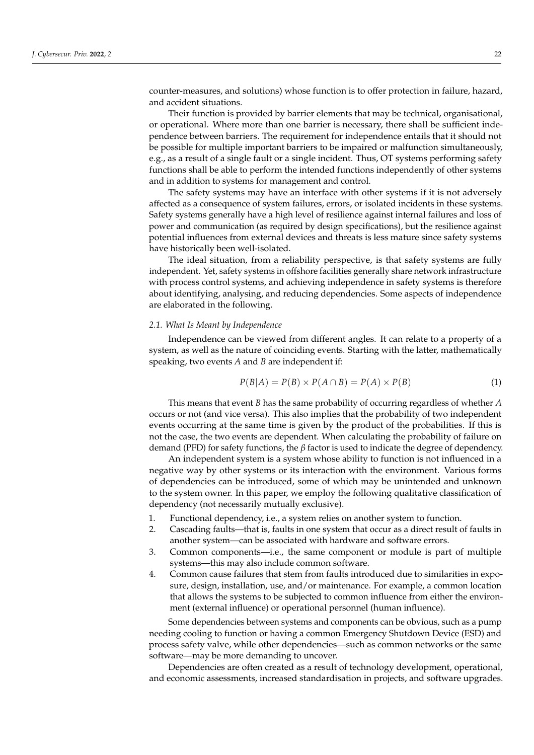counter-measures, and solutions) whose function is to offer protection in failure, hazard, and accident situations.

Their function is provided by barrier elements that may be technical, organisational, or operational. Where more than one barrier is necessary, there shall be sufficient independence between barriers. The requirement for independence entails that it should not be possible for multiple important barriers to be impaired or malfunction simultaneously, e.g., as a result of a single fault or a single incident. Thus, OT systems performing safety functions shall be able to perform the intended functions independently of other systems and in addition to systems for management and control.

The safety systems may have an interface with other systems if it is not adversely affected as a consequence of system failures, errors, or isolated incidents in these systems. Safety systems generally have a high level of resilience against internal failures and loss of power and communication (as required by design specifications), but the resilience against potential influences from external devices and threats is less mature since safety systems have historically been well-isolated.

The ideal situation, from a reliability perspective, is that safety systems are fully independent. Yet, safety systems in offshore facilities generally share network infrastructure with process control systems, and achieving independence in safety systems is therefore about identifying, analysing, and reducing dependencies. Some aspects of independence are elaborated in the following.

### 2.1. What Is Meant by Independence

Independence can be viewed from different angles. It can relate to a property of a system, as well as the nature of coinciding events. Starting with the latter, mathematically speaking, two events $A$ and $B$ are independent if:

$$P(B|A) = P(B) \times P(A \cap B) = P(A) \times P(B) \tag{1}$$

This means that event $B$ has the same probability of occurring regardless of whether $A$ occurs or not (and vice versa). This also implies that the probability of two independent events occurring at the same time is given by the product of the probabilities. If this is not the case, the two events are dependent. When calculating the probability of failure on demand (PFD) for safety functions, the $\beta$ factor is used to indicate the degree of dependency.

An independent system is a system whose ability to function is not influenced in a negative way by other systems or its interaction with the environment. Various forms of dependencies can be introduced, some of which may be unintended and unknown to the system owner. In this paper, we employ the following qualitative classification of dependency (not necessarily mutually exclusive).

1. Functional dependency, i.e., a system relies on another system to function.
2. Cascading faults—that is, faults in one system that occur as a direct result of faults in another system—can be associated with hardware and software errors.
3. Common components—i.e., the same component or module is part of multiple systems—this may also include common software.
4. Common cause failures that stem from faults introduced due to similarities in exposure, design, installation, use, and/or maintenance. For example, a common location that allows the systems to be subjected to common influence from either the environment (external influence) or operational personnel (human influence).

Some dependencies between systems and components can be obvious, such as a pump needing cooling to function or having a common Emergency Shutdown Device (ESD) and process safety valve, while other dependencies—such as common networks or the same software—may be more demanding to uncover.

Dependencies are often created as a result of technology development, operational, and economic assessments, increased standardisation in projects, and software upgrades.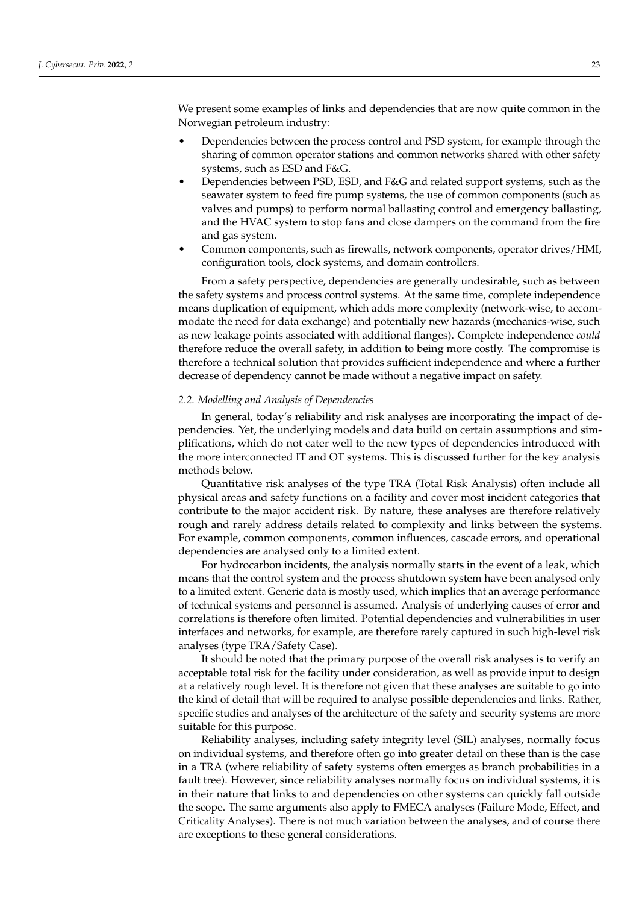We present some examples of links and dependencies that are now quite common in the Norwegian petroleum industry:

- Dependencies between the process control and PSD system, for example through the sharing of common operator stations and common networks shared with other safety systems, such as ESD and F&G.
- Dependencies between PSD, ESD, and F&G and related support systems, such as the seawater system to feed fire pump systems, the use of common components (such as valves and pumps) to perform normal ballasting control and emergency ballasting, and the HVAC system to stop fans and close dampers on the command from the fire and gas system.
- Common components, such as firewalls, network components, operator drives/HMI, configuration tools, clock systems, and domain controllers.

From a safety perspective, dependencies are generally undesirable, such as between the safety systems and process control systems. At the same time, complete independence means duplication of equipment, which adds more complexity (network-wise, to accommodate the need for data exchange) and potentially new hazards (mechanics-wise, such as new leakage points associated with additional flanges). Complete independence *could* therefore reduce the overall safety, in addition to being more costly. The compromise is therefore a technical solution that provides sufficient independence and where a further decrease of dependency cannot be made without a negative impact on safety.

### 2.2. Modelling and Analysis of Dependencies

In general, today's reliability and risk analyses are incorporating the impact of dependencies. Yet, the underlying models and data build on certain assumptions and simplifications, which do not cater well to the new types of dependencies introduced with the more interconnected IT and OT systems. This is discussed further for the key analysis methods below.

Quantitative risk analyses of the type TRA (Total Risk Analysis) often include all physical areas and safety functions on a facility and cover most incident categories that contribute to the major accident risk. By nature, these analyses are therefore relatively rough and rarely address details related to complexity and links between the systems. For example, common components, common influences, cascade errors, and operational dependencies are analysed only to a limited extent.

For hydrocarbon incidents, the analysis normally starts in the event of a leak, which means that the control system and the process shutdown system have been analysed only to a limited extent. Generic data is mostly used, which implies that an average performance of technical systems and personnel is assumed. Analysis of underlying causes of error and correlations is therefore often limited. Potential dependencies and vulnerabilities in user interfaces and networks, for example, are therefore rarely captured in such high-level risk analyses (type TRA/Safety Case).

It should be noted that the primary purpose of the overall risk analyses is to verify an acceptable total risk for the facility under consideration, as well as provide input to design at a relatively rough level. It is therefore not given that these analyses are suitable to go into the kind of detail that will be required to analyse possible dependencies and links. Rather, specific studies and analyses of the architecture of the safety and security systems are more suitable for this purpose.

Reliability analyses, including safety integrity level (SIL) analyses, normally focus on individual systems, and therefore often go into greater detail on these than is the case in a TRA (where reliability of safety systems often emerges as branch probabilities in a fault tree). However, since reliability analyses normally focus on individual systems, it is in their nature that links to and dependencies on other systems can quickly fall outside the scope. The same arguments also apply to FMECA analyses (Failure Mode, Effect, and Criticality Analyses). There is not much variation between the analyses, and of course there are exceptions to these general considerations.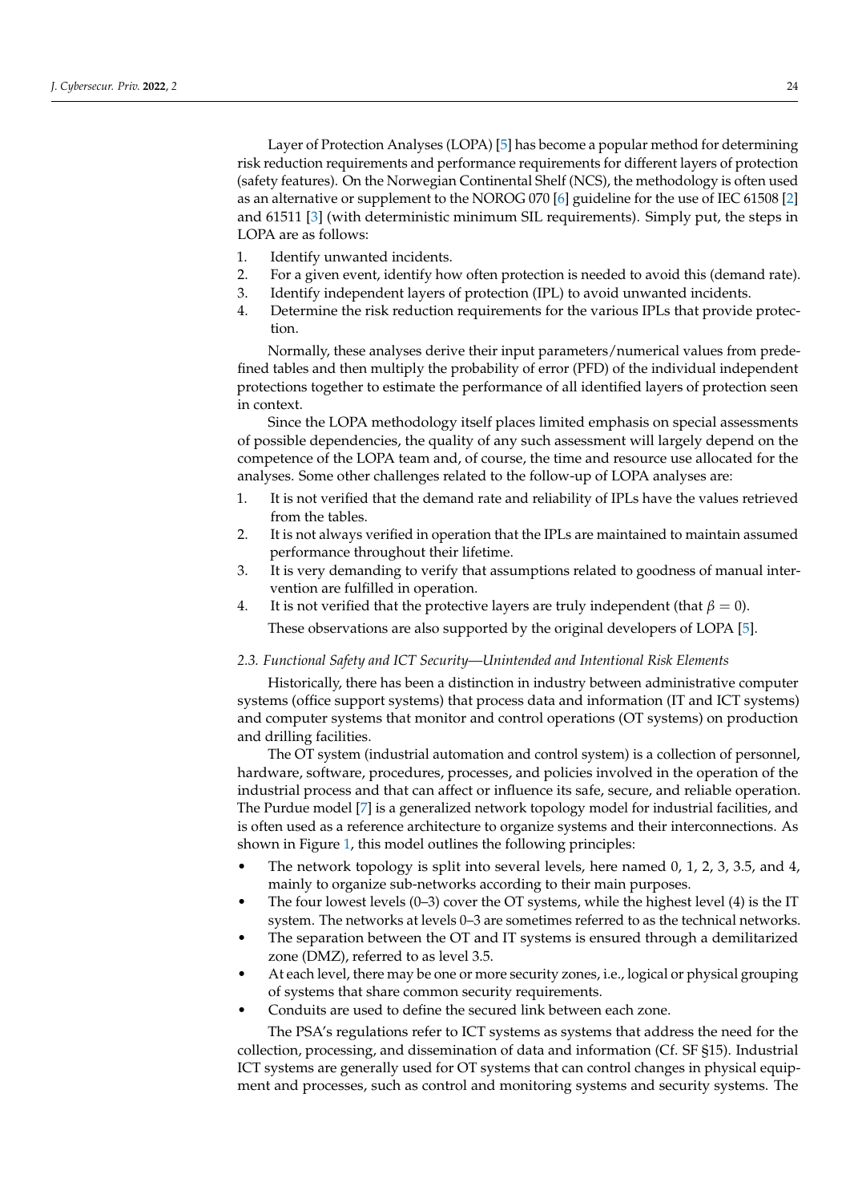Layer of Protection Analyses (LOPA) [5] has become a popular method for determining risk reduction requirements and performance requirements for different layers of protection (safety features). On the Norwegian Continental Shelf (NCS), the methodology is often used as an alternative or supplement to the NOROG 070 [6] guideline for the use of IEC 61508 [2] and 61511 [3] (with deterministic minimum SIL requirements). Simply put, the steps in LOPA are as follows:

1. Identify unwanted incidents.
2. For a given event, identify how often protection is needed to avoid this (demand rate).
3. Identify independent layers of protection (IPL) to avoid unwanted incidents.
4. Determine the risk reduction requirements for the various IPLs that provide protection.

Normally, these analyses derive their input parameters/numerical values from predefined tables and then multiply the probability of error (PFD) of the individual independent protections together to estimate the performance of all identified layers of protection seen in context.

Since the LOPA methodology itself places limited emphasis on special assessments of possible dependencies, the quality of any such assessment will largely depend on the competence of the LOPA team and, of course, the time and resource use allocated for the analyses. Some other challenges related to the follow-up of LOPA analyses are:

1. It is not verified that the demand rate and reliability of IPLs have the values retrieved from the tables.
2. It is not always verified in operation that the IPLs are maintained to maintain assumed performance throughout their lifetime.
3. It is very demanding to verify that assumptions related to goodness of manual intervention are fulfilled in operation.
4. It is not verified that the protective layers are truly independent (that $\beta = 0$).

These observations are also supported by the original developers of LOPA [5].

### 2.3. Functional Safety and ICT Security—Unintended and Intentional Risk Elements

Historically, there has been a distinction in industry between administrative computer systems (office support systems) that process data and information (IT and ICT systems) and computer systems that monitor and control operations (OT systems) on production and drilling facilities.

The OT system (industrial automation and control system) is a collection of personnel, hardware, software, procedures, processes, and policies involved in the operation of the industrial process and that can affect or influence its safe, secure, and reliable operation. The Purdue model [7] is a generalized network topology model for industrial facilities, and is often used as a reference architecture to organize systems and their interconnections. As shown in Figure 1, this model outlines the following principles:

- The network topology is split into several levels, here named 0, 1, 2, 3, 3.5, and 4, mainly to organize sub-networks according to their main purposes.
- The four lowest levels (0–3) cover the OT systems, while the highest level (4) is the IT system. The networks at levels 0–3 are sometimes referred to as the technical networks.
- The separation between the OT and IT systems is ensured through a demilitarized zone (DMZ), referred to as level 3.5.
- At each level, there may be one or more security zones, i.e., logical or physical grouping of systems that share common security requirements.
- Conduits are used to define the secured link between each zone.

The PSA's regulations refer to ICT systems as systems that address the need for the collection, processing, and dissemination of data and information (Cf. SF §15). Industrial ICT systems are generally used for OT systems that can control changes in physical equipment and processes, such as control and monitoring systems and security systems. The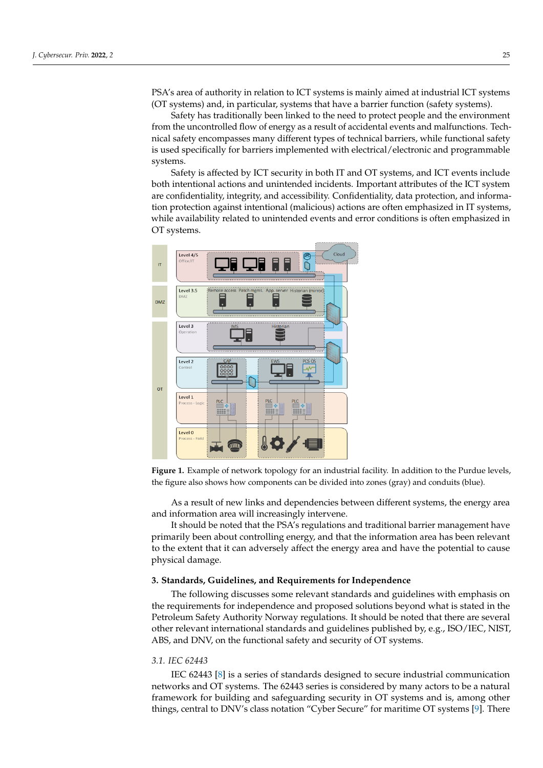PSA's area of authority in relation to ICT systems is mainly aimed at industrial ICT systems (OT systems) and, in particular, systems that have a barrier function (safety systems).

Safety has traditionally been linked to the need to protect people and the environment from the uncontrolled flow of energy as a result of accidental events and malfunctions. Technical safety encompasses many different types of technical barriers, while functional safety is used specifically for barriers implemented with electrical/electronic and programmable systems.

Safety is affected by ICT security in both IT and OT systems, and ICT events include both intentional actions and unintended incidents. Important attributes of the ICT system are confidentiality, integrity, and accessibility. Confidentiality, data protection, and information protection against intentional (malicious) actions are often emphasized in IT systems, while availability related to unintended events and error conditions is often emphasized in OT systems.

IT
DMZ
OT
Level 4/5
Office/IT
Cloud
Level 3.5
DMZ
Remote access
Patch mgmt.
App. server
Historian (mirror)
Level 3
Operation
IMS
Historian
Level 2
Control
CAP
EWS
PCS OS
Level 1
Process - Logic
PLC
PLC
PLC
Level 0
Process - Field

**Figure 1.** Example of network topology for an industrial facility. In addition to the Purdue levels, the figure also shows how components can be divided into zones (gray) and conduits (blue).

As a result of new links and dependencies between different systems, the energy area and information area will increasingly intervene.

It should be noted that the PSA's regulations and traditional barrier management have primarily been about controlling energy, and that the information area has been relevant to the extent that it can adversely affect the energy area and have the potential to cause physical damage.

## 3. Standards, Guidelines, and Requirements for Independence

The following discusses some relevant standards and guidelines with emphasis on the requirements for independence and proposed solutions beyond what is stated in the Petroleum Safety Authority Norway regulations. It should be noted that there are several other relevant international standards and guidelines published by, e.g., ISO/IEC, NIST, ABS, and DNV, on the functional safety and security of OT systems.

### *3.1. IEC 62443*

IEC 62443 [8] is a series of standards designed to secure industrial communication networks and OT systems. The 62443 series is considered by many actors to be a natural framework for building and safeguarding security in OT systems and is, among other things, central to DNV's class notation "Cyber Secure" for maritime OT systems [9]. There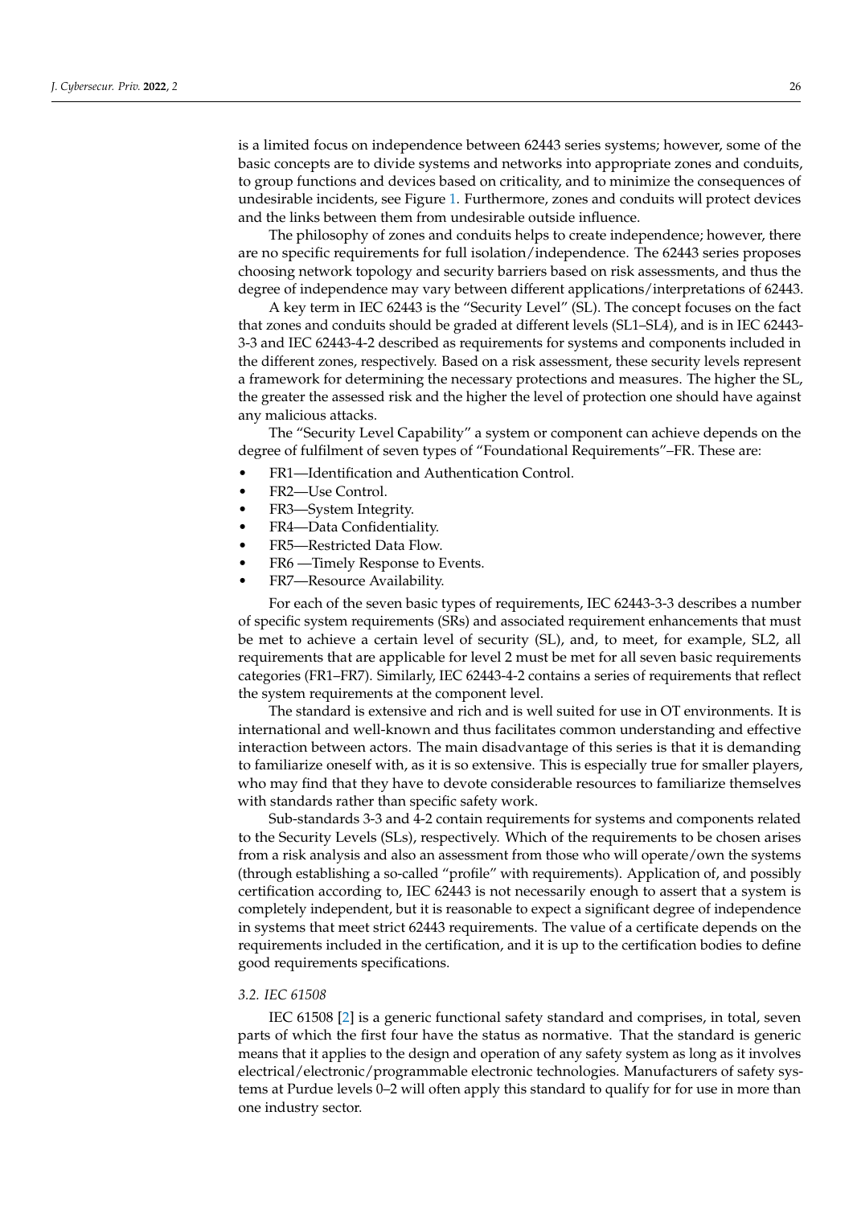is a limited focus on independence between 62443 series systems; however, some of the basic concepts are to divide systems and networks into appropriate zones and conduits, to group functions and devices based on criticality, and to minimize the consequences of undesirable incidents, see Figure 1. Furthermore, zones and conduits will protect devices and the links between them from undesirable outside influence.

The philosophy of zones and conduits helps to create independence; however, there are no specific requirements for full isolation/independence. The 62443 series proposes choosing network topology and security barriers based on risk assessments, and thus the degree of independence may vary between different applications/interpretations of 62443.

A key term in IEC 62443 is the "Security Level" (SL). The concept focuses on the fact that zones and conduits should be graded at different levels (SL1–SL4), and is in IEC 62443-3-3 and IEC 62443-4-2 described as requirements for systems and components included in the different zones, respectively. Based on a risk assessment, these security levels represent a framework for determining the necessary protections and measures. The higher the SL, the greater the assessed risk and the higher the level of protection one should have against any malicious attacks.

The "Security Level Capability" a system or component can achieve depends on the degree of fulfilment of seven types of "Foundational Requirements"–FR. These are:

- FR1—Identification and Authentication Control.
- FR2—Use Control.
- FR3—System Integrity.
- FR4—Data Confidentiality.
- FR5—Restricted Data Flow.
- FR6 —Timely Response to Events.
- FR7—Resource Availability.

For each of the seven basic types of requirements, IEC 62443-3-3 describes a number of specific system requirements (SRs) and associated requirement enhancements that must be met to achieve a certain level of security (SL), and, to meet, for example, SL2, all requirements that are applicable for level 2 must be met for all seven basic requirements categories (FR1–FR7). Similarly, IEC 62443-4-2 contains a series of requirements that reflect the system requirements at the component level.

The standard is extensive and rich and is well suited for use in OT environments. It is international and well-known and thus facilitates common understanding and effective interaction between actors. The main disadvantage of this series is that it is demanding to familiarize oneself with, as it is so extensive. This is especially true for smaller players, who may find that they have to devote considerable resources to familiarize themselves with standards rather than specific safety work.

Sub-standards 3-3 and 4-2 contain requirements for systems and components related to the Security Levels (SLs), respectively. Which of the requirements to be chosen arises from a risk analysis and also an assessment from those who will operate/own the systems (through establishing a so-called "profile" with requirements). Application of, and possibly certification according to, IEC 62443 is not necessarily enough to assert that a system is completely independent, but it is reasonable to expect a significant degree of independence in systems that meet strict 62443 requirements. The value of a certificate depends on the requirements included in the certification, and it is up to the certification bodies to define good requirements specifications.

### 3.2. IEC 61508

IEC 61508 [2] is a generic functional safety standard and comprises, in total, seven parts of which the first four have the status as normative. That the standard is generic means that it applies to the design and operation of any safety system as long as it involves electrical/electronic/programmable electronic technologies. Manufacturers of safety systems at Purdue levels 0–2 will often apply this standard to qualify for for use in more than one industry sector.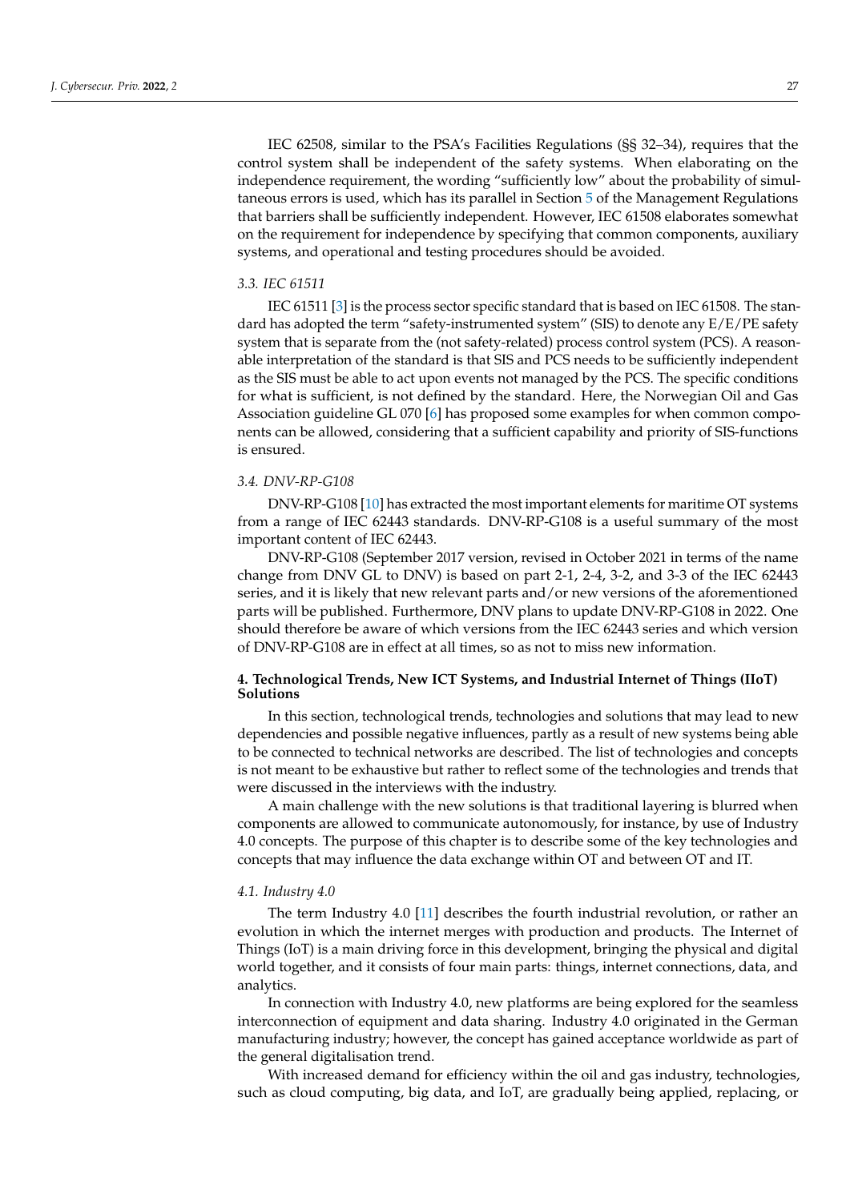IEC 62508, similar to the PSA's Facilities Regulations (§§ 32–34), requires that the control system shall be independent of the safety systems. When elaborating on the independence requirement, the wording "sufficiently low" about the probability of simultaneous errors is used, which has its parallel in Section 5 of the Management Regulations that barriers shall be sufficiently independent. However, IEC 61508 elaborates somewhat on the requirement for independence by specifying that common components, auxiliary systems, and operational and testing procedures should be avoided.

### 3.3. IEC 61511

IEC 61511 [3] is the process sector specific standard that is based on IEC 61508. The standard has adopted the term "safety-instrumented system" (SIS) to denote any E/E/PE safety system that is separate from the (not safety-related) process control system (PCS). A reasonable interpretation of the standard is that SIS and PCS needs to be sufficiently independent as the SIS must be able to act upon events not managed by the PCS. The specific conditions for what is sufficient, is not defined by the standard. Here, the Norwegian Oil and Gas Association guideline GL 070 [6] has proposed some examples for when common components can be allowed, considering that a sufficient capability and priority of SIS-functions is ensured.

### 3.4. DNV-RP-G108

DNV-RP-G108 [10] has extracted the most important elements for maritime OT systems from a range of IEC 62443 standards. DNV-RP-G108 is a useful summary of the most important content of IEC 62443.

DNV-RP-G108 (September 2017 version, revised in October 2021 in terms of the name change from DNV GL to DNV) is based on part 2-1, 2-4, 3-2, and 3-3 of the IEC 62443 series, and it is likely that new relevant parts and/or new versions of the aforementioned parts will be published. Furthermore, DNV plans to update DNV-RP-G108 in 2022. One should therefore be aware of which versions from the IEC 62443 series and which version of DNV-RP-G108 are in effect at all times, so as not to miss new information.

## 4. Technological Trends, New ICT Systems, and Industrial Internet of Things (IIoT) Solutions

In this section, technological trends, technologies and solutions that may lead to new dependencies and possible negative influences, partly as a result of new systems being able to be connected to technical networks are described. The list of technologies and concepts is not meant to be exhaustive but rather to reflect some of the technologies and trends that were discussed in the interviews with the industry.

A main challenge with the new solutions is that traditional layering is blurred when components are allowed to communicate autonomously, for instance, by use of Industry 4.0 concepts. The purpose of this chapter is to describe some of the key technologies and concepts that may influence the data exchange within OT and between OT and IT.

### 4.1. Industry 4.0

The term Industry 4.0 [11] describes the fourth industrial revolution, or rather an evolution in which the internet merges with production and products. The Internet of Things (IoT) is a main driving force in this development, bringing the physical and digital world together, and it consists of four main parts: things, internet connections, data, and analytics.

In connection with Industry 4.0, new platforms are being explored for the seamless interconnection of equipment and data sharing. Industry 4.0 originated in the German manufacturing industry; however, the concept has gained acceptance worldwide as part of the general digitalisation trend.

With increased demand for efficiency within the oil and gas industry, technologies, such as cloud computing, big data, and IoT, are gradually being applied, replacing, or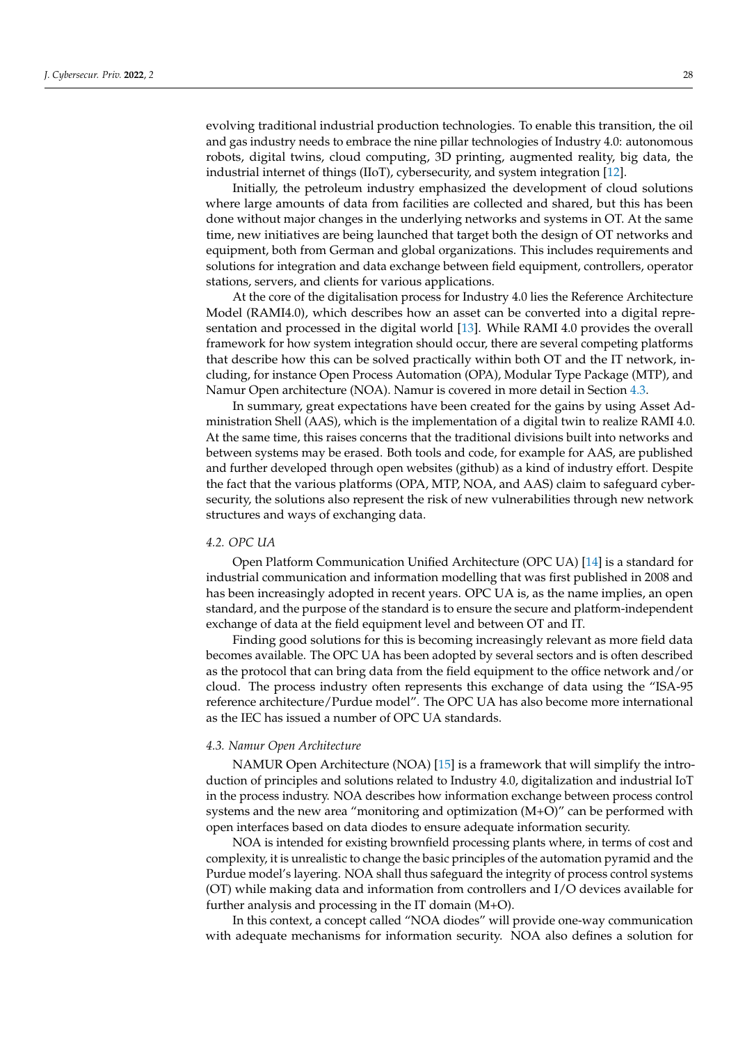evolving traditional industrial production technologies. To enable this transition, the oil and gas industry needs to embrace the nine pillar technologies of Industry 4.0: autonomous robots, digital twins, cloud computing, 3D printing, augmented reality, big data, the industrial internet of things (IIoT), cybersecurity, and system integration [12].

Initially, the petroleum industry emphasized the development of cloud solutions where large amounts of data from facilities are collected and shared, but this has been done without major changes in the underlying networks and systems in OT. At the same time, new initiatives are being launched that target both the design of OT networks and equipment, both from German and global organizations. This includes requirements and solutions for integration and data exchange between field equipment, controllers, operator stations, servers, and clients for various applications.

At the core of the digitalisation process for Industry 4.0 lies the Reference Architecture Model (RAMI4.0), which describes how an asset can be converted into a digital representation and processed in the digital world [13]. While RAMI 4.0 provides the overall framework for how system integration should occur, there are several competing platforms that describe how this can be solved practically within both OT and the IT network, including, for instance Open Process Automation (OPA), Modular Type Package (MTP), and Namur Open architecture (NOA). Namur is covered in more detail in Section 4.3.

In summary, great expectations have been created for the gains by using Asset Administration Shell (AAS), which is the implementation of a digital twin to realize RAMI 4.0. At the same time, this raises concerns that the traditional divisions built into networks and between systems may be erased. Both tools and code, for example for AAS, are published and further developed through open websites (github) as a kind of industry effort. Despite the fact that the various platforms (OPA, MTP, NOA, and AAS) claim to safeguard cybersecurity, the solutions also represent the risk of new vulnerabilities through new network structures and ways of exchanging data.

### 4.2. OPC UA

Open Platform Communication Unified Architecture (OPC UA) [14] is a standard for industrial communication and information modelling that was first published in 2008 and has been increasingly adopted in recent years. OPC UA is, as the name implies, an open standard, and the purpose of the standard is to ensure the secure and platform-independent exchange of data at the field equipment level and between OT and IT.

Finding good solutions for this is becoming increasingly relevant as more field data becomes available. The OPC UA has been adopted by several sectors and is often described as the protocol that can bring data from the field equipment to the office network and/or cloud. The process industry often represents this exchange of data using the "ISA-95 reference architecture/Purdue model". The OPC UA has also become more international as the IEC has issued a number of OPC UA standards.

### 4.3. Namur Open Architecture

NAMUR Open Architecture (NOA) [15] is a framework that will simplify the introduction of principles and solutions related to Industry 4.0, digitalization and industrial IoT in the process industry. NOA describes how information exchange between process control systems and the new area "monitoring and optimization (M+O)" can be performed with open interfaces based on data diodes to ensure adequate information security.

NOA is intended for existing brownfield processing plants where, in terms of cost and complexity, it is unrealistic to change the basic principles of the automation pyramid and the Purdue model's layering. NOA shall thus safeguard the integrity of process control systems (OT) while making data and information from controllers and I/O devices available for further analysis and processing in the IT domain (M+O).

In this context, a concept called "NOA diodes" will provide one-way communication with adequate mechanisms for information security. NOA also defines a solution for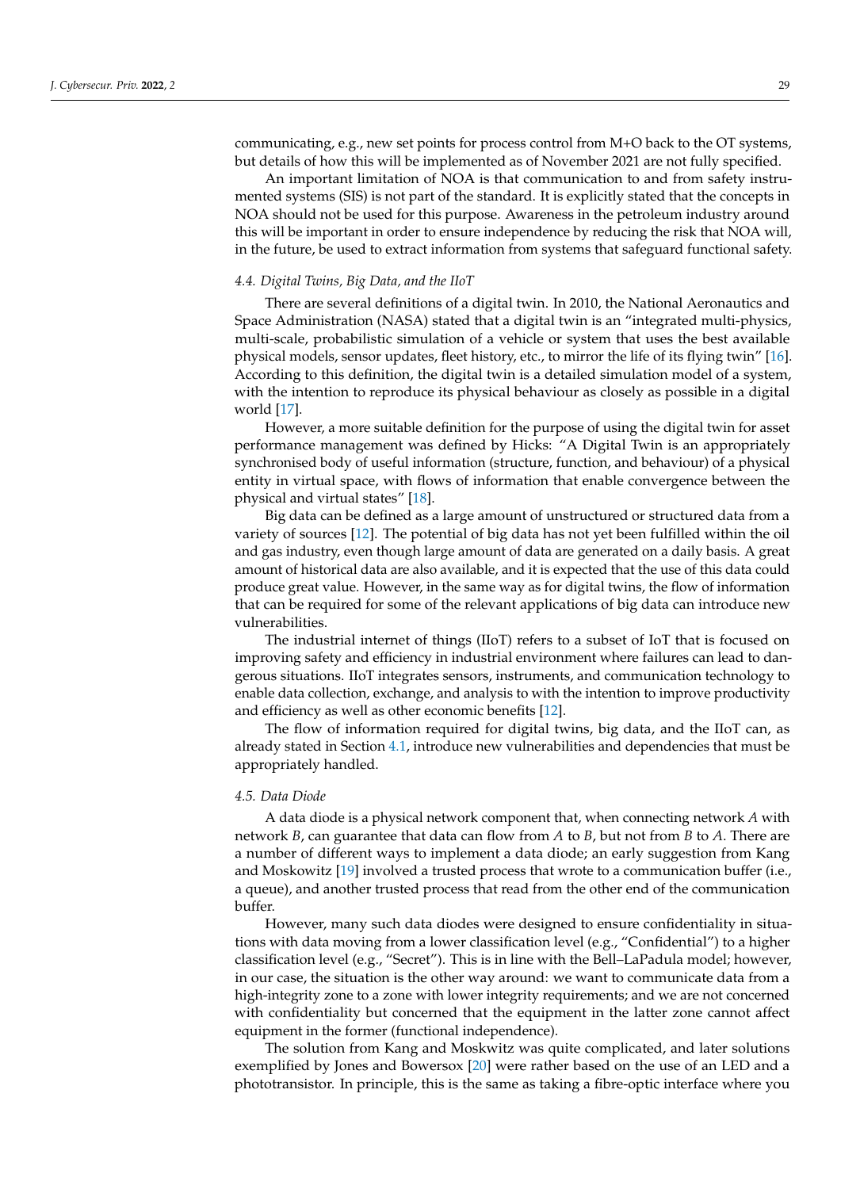communicating, e.g., new set points for process control from M+O back to the OT systems, but details of how this will be implemented as of November 2021 are not fully specified.

An important limitation of NOA is that communication to and from safety instrumented systems (SIS) is not part of the standard. It is explicitly stated that the concepts in NOA should not be used for this purpose. Awareness in the petroleum industry around this will be important in order to ensure independence by reducing the risk that NOA will, in the future, be used to extract information from systems that safeguard functional safety.

### 4.4. Digital Twins, Big Data, and the IIoT

There are several definitions of a digital twin. In 2010, the National Aeronautics and Space Administration (NASA) stated that a digital twin is an "integrated multi-physics, multi-scale, probabilistic simulation of a vehicle or system that uses the best available physical models, sensor updates, fleet history, etc., to mirror the life of its flying twin" [16]. According to this definition, the digital twin is a detailed simulation model of a system, with the intention to reproduce its physical behaviour as closely as possible in a digital world [17].

However, a more suitable definition for the purpose of using the digital twin for asset performance management was defined by Hicks: "A Digital Twin is an appropriately synchronised body of useful information (structure, function, and behaviour) of a physical entity in virtual space, with flows of information that enable convergence between the physical and virtual states" [18].

Big data can be defined as a large amount of unstructured or structured data from a variety of sources [12]. The potential of big data has not yet been fulfilled within the oil and gas industry, even though large amount of data are generated on a daily basis. A great amount of historical data are also available, and it is expected that the use of this data could produce great value. However, in the same way as for digital twins, the flow of information that can be required for some of the relevant applications of big data can introduce new vulnerabilities.

The industrial internet of things (IIoT) refers to a subset of IoT that is focused on improving safety and efficiency in industrial environment where failures can lead to dangerous situations. IIoT integrates sensors, instruments, and communication technology to enable data collection, exchange, and analysis to with the intention to improve productivity and efficiency as well as other economic benefits [12].

The flow of information required for digital twins, big data, and the IIoT can, as already stated in Section 4.1, introduce new vulnerabilities and dependencies that must be appropriately handled.

### 4.5. Data Diode

A data diode is a physical network component that, when connecting network *A* with network *B*, can guarantee that data can flow from *A* to *B*, but not from *B* to *A*. There are a number of different ways to implement a data diode; an early suggestion from Kang and Moskowitz [19] involved a trusted process that wrote to a communication buffer (i.e., a queue), and another trusted process that read from the other end of the communication buffer.

However, many such data diodes were designed to ensure confidentiality in situations with data moving from a lower classification level (e.g., "Confidential") to a higher classification level (e.g., "Secret"). This is in line with the Bell–LaPadula model; however, in our case, the situation is the other way around: we want to communicate data from a high-integrity zone to a zone with lower integrity requirements; and we are not concerned with confidentiality but concerned that the equipment in the latter zone cannot affect equipment in the former (functional independence).

The solution from Kang and Moskwitz was quite complicated, and later solutions exemplified by Jones and Bowersox [20] were rather based on the use of an LED and a phototransistor. In principle, this is the same as taking a fibre-optic interface where you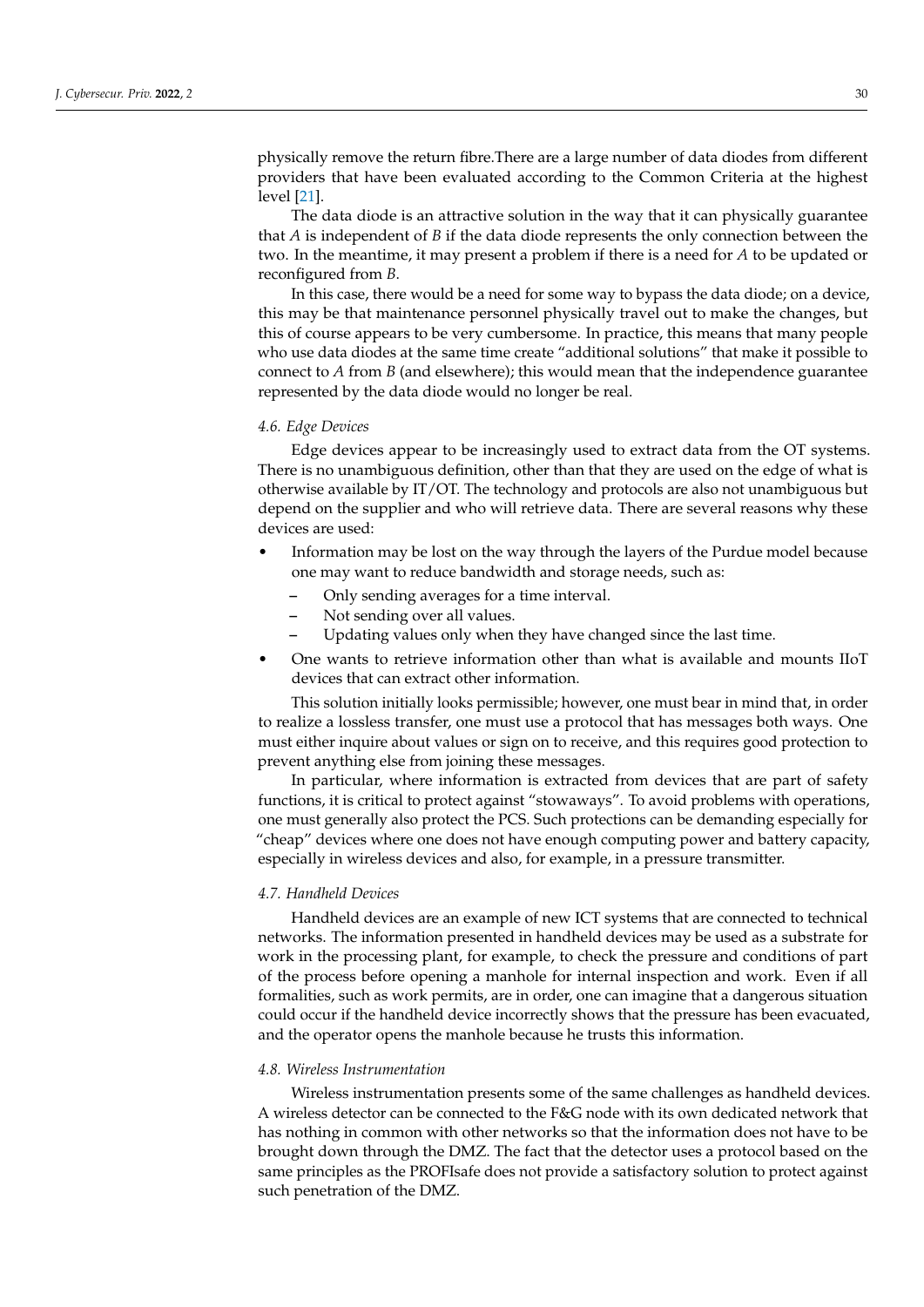physically remove the return fibre.There are a large number of data diodes from different providers that have been evaluated according to the Common Criteria at the highest level [21].

The data diode is an attractive solution in the way that it can physically guarantee that *A* is independent of *B* if the data diode represents the only connection between the two. In the meantime, it may present a problem if there is a need for *A* to be updated or reconfigured from *B*.

In this case, there would be a need for some way to bypass the data diode; on a device, this may be that maintenance personnel physically travel out to make the changes, but this of course appears to be very cumbersome. In practice, this means that many people who use data diodes at the same time create "additional solutions" that make it possible to connect to *A* from *B* (and elsewhere); this would mean that the independence guarantee represented by the data diode would no longer be real.

### 4.6. Edge Devices

Edge devices appear to be increasingly used to extract data from the OT systems. There is no unambiguous definition, other than that they are used on the edge of what is otherwise available by IT/OT. The technology and protocols are also not unambiguous but depend on the supplier and who will retrieve data. There are several reasons why these devices are used:

- Information may be lost on the way through the layers of the Purdue model because one may want to reduce bandwidth and storage needs, such as:
  - Only sending averages for a time interval.
  - Not sending over all values.
  - Updating values only when they have changed since the last time.
- One wants to retrieve information other than what is available and mounts IIoT devices that can extract other information.

This solution initially looks permissible; however, one must bear in mind that, in order to realize a lossless transfer, one must use a protocol that has messages both ways. One must either inquire about values or sign on to receive, and this requires good protection to prevent anything else from joining these messages.

In particular, where information is extracted from devices that are part of safety functions, it is critical to protect against "stowaways". To avoid problems with operations, one must generally also protect the PCS. Such protections can be demanding especially for "cheap" devices where one does not have enough computing power and battery capacity, especially in wireless devices and also, for example, in a pressure transmitter.

### 4.7. Handheld Devices

Handheld devices are an example of new ICT systems that are connected to technical networks. The information presented in handheld devices may be used as a substrate for work in the processing plant, for example, to check the pressure and conditions of part of the process before opening a manhole for internal inspection and work. Even if all formalities, such as work permits, are in order, one can imagine that a dangerous situation could occur if the handheld device incorrectly shows that the pressure has been evacuated, and the operator opens the manhole because he trusts this information.

### 4.8. Wireless Instrumentation

Wireless instrumentation presents some of the same challenges as handheld devices. A wireless detector can be connected to the F&G node with its own dedicated network that has nothing in common with other networks so that the information does not have to be brought down through the DMZ. The fact that the detector uses a protocol based on the same principles as the PROFIsafe does not provide a satisfactory solution to protect against such penetration of the DMZ.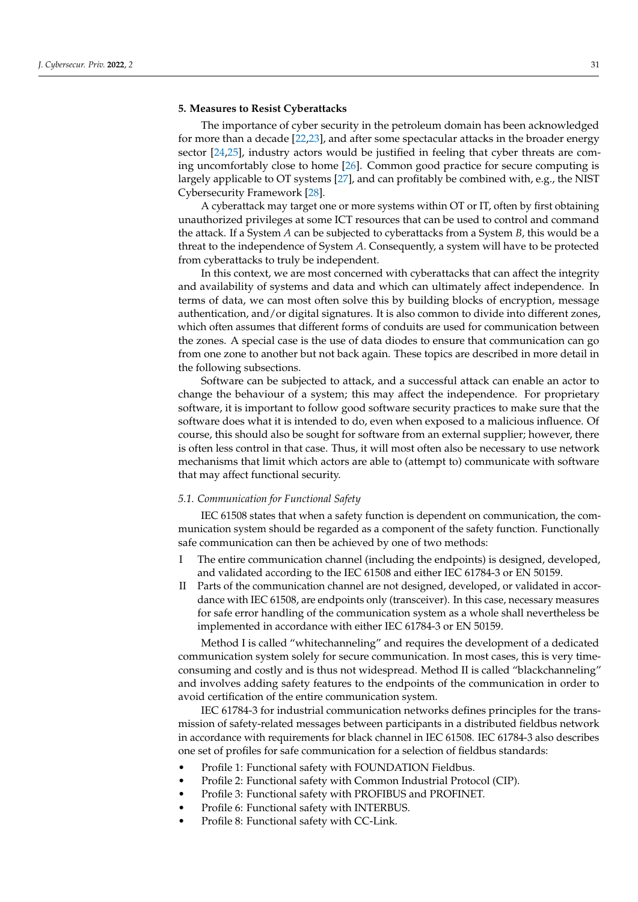## 5. Measures to Resist Cyberattacks

The importance of cyber security in the petroleum domain has been acknowledged for more than a decade [22,23], and after some spectacular attacks in the broader energy sector [24,25], industry actors would be justified in feeling that cyber threats are coming uncomfortably close to home [26]. Common good practice for secure computing is largely applicable to OT systems [27], and can profitably be combined with, e.g., the NIST Cybersecurity Framework [28].

A cyberattack may target one or more systems within OT or IT, often by first obtaining unauthorized privileges at some ICT resources that can be used to control and command the attack. If a System *A* can be subjected to cyberattacks from a System *B*, this would be a threat to the independence of System *A*. Consequently, a system will have to be protected from cyberattacks to truly be independent.

In this context, we are most concerned with cyberattacks that can affect the integrity and availability of systems and data and which can ultimately affect independence. In terms of data, we can most often solve this by building blocks of encryption, message authentication, and/or digital signatures. It is also common to divide into different zones, which often assumes that different forms of conduits are used for communication between the zones. A special case is the use of data diodes to ensure that communication can go from one zone to another but not back again. These topics are described in more detail in the following subsections.

Software can be subjected to attack, and a successful attack can enable an actor to change the behaviour of a system; this may affect the independence. For proprietary software, it is important to follow good software security practices to make sure that the software does what it is intended to do, even when exposed to a malicious influence. Of course, this should also be sought for software from an external supplier; however, there is often less control in that case. Thus, it will most often also be necessary to use network mechanisms that limit which actors are able to (attempt to) communicate with software that may affect functional security.

### 5.1. Communication for Functional Safety

IEC 61508 states that when a safety function is dependent on communication, the communication system should be regarded as a component of the safety function. Functionally safe communication can then be achieved by one of two methods:

I The entire communication channel (including the endpoints) is designed, developed, and validated according to the IEC 61508 and either IEC 61784-3 or EN 50159.

II Parts of the communication channel are not designed, developed, or validated in accordance with IEC 61508, are endpoints only (transceiver). In this case, necessary measures for safe error handling of the communication system as a whole shall nevertheless be implemented in accordance with either IEC 61784-3 or EN 50159.

Method I is called "whitechanneling" and requires the development of a dedicated communication system solely for secure communication. In most cases, this is very time-consuming and costly and is thus not widespread. Method II is called "blackchanneling" and involves adding safety features to the endpoints of the communication in order to avoid certification of the entire communication system.

IEC 61784-3 for industrial communication networks defines principles for the transmission of safety-related messages between participants in a distributed fieldbus network in accordance with requirements for black channel in IEC 61508. IEC 61784-3 also describes one set of profiles for safe communication for a selection of fieldbus standards:

- Profile 1: Functional safety with FOUNDATION Fieldbus.
- Profile 2: Functional safety with Common Industrial Protocol (CIP).
- Profile 3: Functional safety with PROFIBUS and PROFINET.
- Profile 6: Functional safety with INTERBUS.
- Profile 8: Functional safety with CC-Link.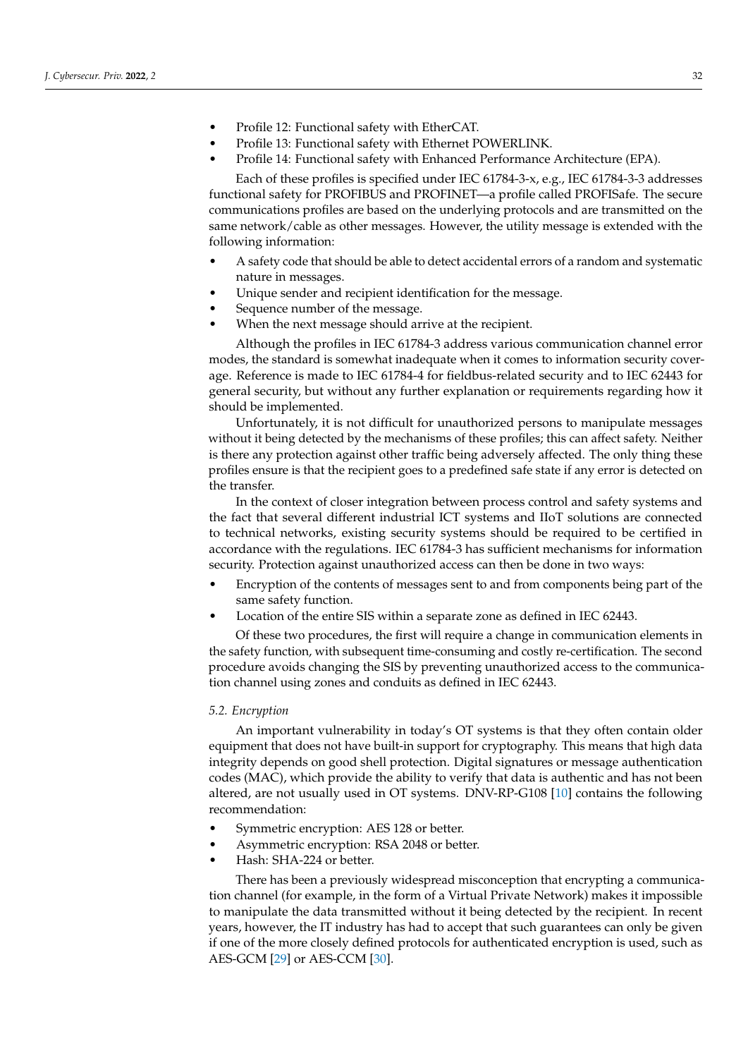- Profile 12: Functional safety with EtherCAT.
- Profile 13: Functional safety with Ethernet POWERLINK.
- Profile 14: Functional safety with Enhanced Performance Architecture (EPA).

Each of these profiles is specified under IEC 61784-3-x, e.g., IEC 61784-3-3 addresses functional safety for PROFIBUS and PROFINET—a profile called PROFISafe. The secure communications profiles are based on the underlying protocols and are transmitted on the same network/cable as other messages. However, the utility message is extended with the following information:

- A safety code that should be able to detect accidental errors of a random and systematic nature in messages.
- Unique sender and recipient identification for the message.
- Sequence number of the message.
- When the next message should arrive at the recipient.

Although the profiles in IEC 61784-3 address various communication channel error modes, the standard is somewhat inadequate when it comes to information security coverage. Reference is made to IEC 61784-4 for fieldbus-related security and to IEC 62443 for general security, but without any further explanation or requirements regarding how it should be implemented.

Unfortunately, it is not difficult for unauthorized persons to manipulate messages without it being detected by the mechanisms of these profiles; this can affect safety. Neither is there any protection against other traffic being adversely affected. The only thing these profiles ensure is that the recipient goes to a predefined safe state if any error is detected on the transfer.

In the context of closer integration between process control and safety systems and the fact that several different industrial ICT systems and IIoT solutions are connected to technical networks, existing security systems should be required to be certified in accordance with the regulations. IEC 61784-3 has sufficient mechanisms for information security. Protection against unauthorized access can then be done in two ways:

- Encryption of the contents of messages sent to and from components being part of the same safety function.
- Location of the entire SIS within a separate zone as defined in IEC 62443.

Of these two procedures, the first will require a change in communication elements in the safety function, with subsequent time-consuming and costly re-certification. The second procedure avoids changing the SIS by preventing unauthorized access to the communication channel using zones and conduits as defined in IEC 62443.

### *5.2. Encryption*

An important vulnerability in today's OT systems is that they often contain older equipment that does not have built-in support for cryptography. This means that high data integrity depends on good shell protection. Digital signatures or message authentication codes (MAC), which provide the ability to verify that data is authentic and has not been altered, are not usually used in OT systems. DNV-RP-G108 [10] contains the following recommendation:

- Symmetric encryption: AES 128 or better.
- Asymmetric encryption: RSA 2048 or better.
- Hash: SHA-224 or better.

There has been a previously widespread misconception that encrypting a communication channel (for example, in the form of a Virtual Private Network) makes it impossible to manipulate the data transmitted without it being detected by the recipient. In recent years, however, the IT industry has had to accept that such guarantees can only be given if one of the more closely defined protocols for authenticated encryption is used, such as AES-GCM [29] or AES-CCM [30].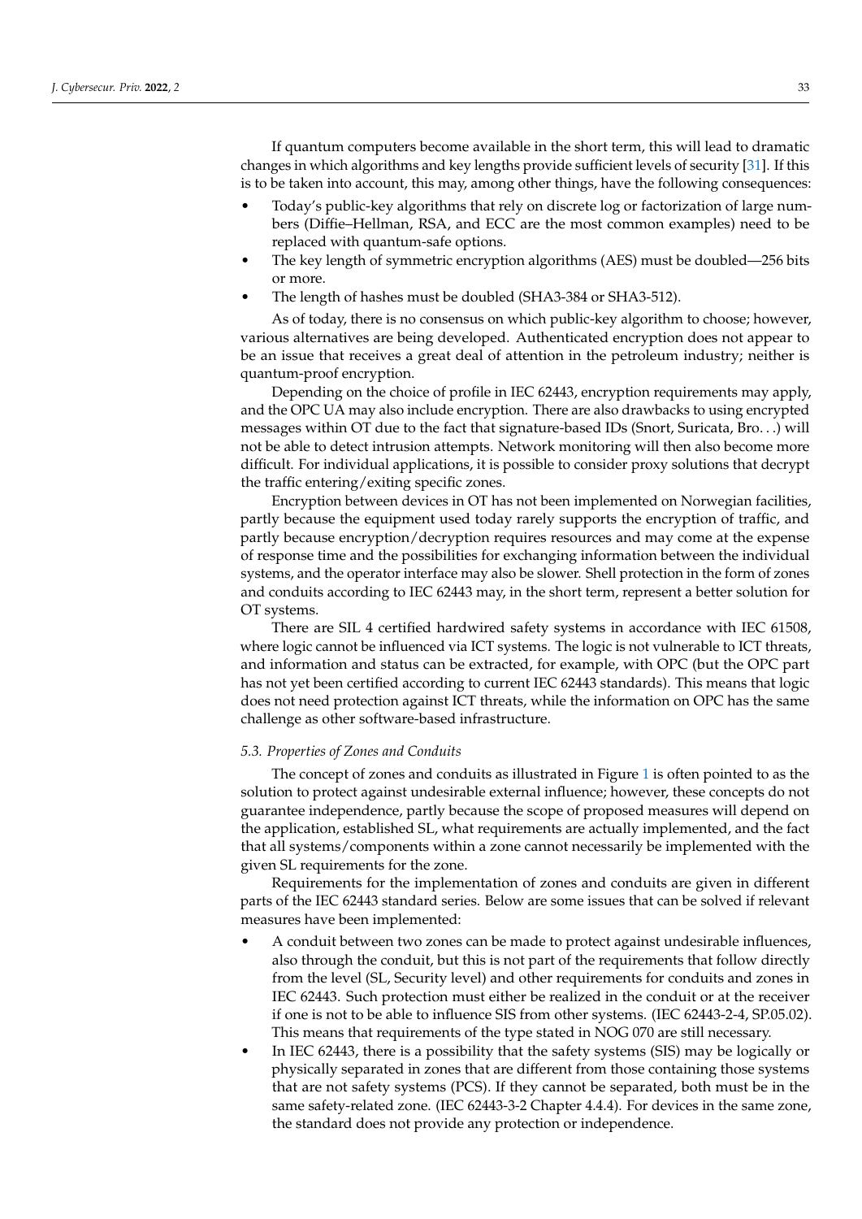If quantum computers become available in the short term, this will lead to dramatic changes in which algorithms and key lengths provide sufficient levels of security [31]. If this is to be taken into account, this may, among other things, have the following consequences:

- Today's public-key algorithms that rely on discrete log or factorization of large numbers (Diffie–Hellman, RSA, and ECC are the most common examples) need to be replaced with quantum-safe options.
- The key length of symmetric encryption algorithms (AES) must be doubled—256 bits or more.
- The length of hashes must be doubled (SHA3-384 or SHA3-512).

As of today, there is no consensus on which public-key algorithm to choose; however, various alternatives are being developed. Authenticated encryption does not appear to be an issue that receives a great deal of attention in the petroleum industry; neither is quantum-proof encryption.

Depending on the choice of profile in IEC 62443, encryption requirements may apply, and the OPC UA may also include encryption. There are also drawbacks to using encrypted messages within OT due to the fact that signature-based IDs (Snort, Suricata, Bro...) will not be able to detect intrusion attempts. Network monitoring will then also become more difficult. For individual applications, it is possible to consider proxy solutions that decrypt the traffic entering/exiting specific zones.

Encryption between devices in OT has not been implemented on Norwegian facilities, partly because the equipment used today rarely supports the encryption of traffic, and partly because encryption/decryption requires resources and may come at the expense of response time and the possibilities for exchanging information between the individual systems, and the operator interface may also be slower. Shell protection in the form of zones and conduits according to IEC 62443 may, in the short term, represent a better solution for OT systems.

There are SIL 4 certified hardwired safety systems in accordance with IEC 61508, where logic cannot be influenced via ICT systems. The logic is not vulnerable to ICT threats, and information and status can be extracted, for example, with OPC (but the OPC part has not yet been certified according to current IEC 62443 standards). This means that logic does not need protection against ICT threats, while the information on OPC has the same challenge as other software-based infrastructure.

### *5.3. Properties of Zones and Conduits*

The concept of zones and conduits as illustrated in Figure 1 is often pointed to as the solution to protect against undesirable external influence; however, these concepts do not guarantee independence, partly because the scope of proposed measures will depend on the application, established SL, what requirements are actually implemented, and the fact that all systems/components within a zone cannot necessarily be implemented with the given SL requirements for the zone.

Requirements for the implementation of zones and conduits are given in different parts of the IEC 62443 standard series. Below are some issues that can be solved if relevant measures have been implemented:

- A conduit between two zones can be made to protect against undesirable influences, also through the conduit, but this is not part of the requirements that follow directly from the level (SL, Security level) and other requirements for conduits and zones in IEC 62443. Such protection must either be realized in the conduit or at the receiver if one is not to be able to influence SIS from other systems. (IEC 62443-2-4, SP.05.02). This means that requirements of the type stated in NOG 070 are still necessary.
- In IEC 62443, there is a possibility that the safety systems (SIS) may be logically or physically separated in zones that are different from those containing those systems that are not safety systems (PCS). If they cannot be separated, both must be in the same safety-related zone. (IEC 62443-3-2 Chapter 4.4.4). For devices in the same zone, the standard does not provide any protection or independence.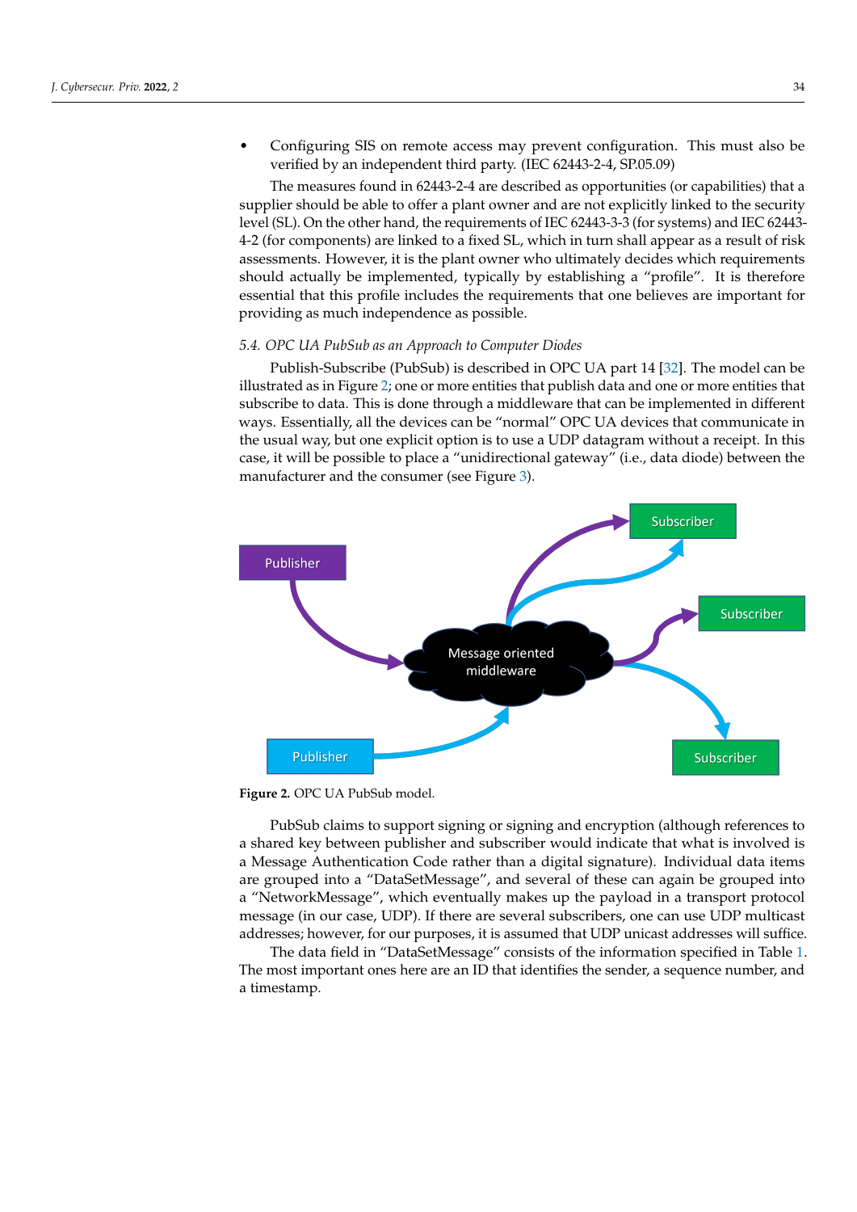- Configuring SIS on remote access may prevent configuration. This must also be verified by an independent third party. (IEC 62443-2-4, SP.05.09)

The measures found in 62443-2-4 are described as opportunities (or capabilities) that a supplier should be able to offer a plant owner and are not explicitly linked to the security level (SL). On the other hand, the requirements of IEC 62443-3-3 (for systems) and IEC 62443-4-2 (for components) are linked to a fixed SL, which in turn shall appear as a result of risk assessments. However, it is the plant owner who ultimately decides which requirements should actually be implemented, typically by establishing a "profile". It is therefore essential that this profile includes the requirements that one believes are important for providing as much independence as possible.

### *5.4. OPC UA PubSub as an Approach to Computer Diodes*

Publish-Subscribe (PubSub) is described in OPC UA part 14 [32]. The model can be illustrated as in Figure 2; one or more entities that publish data and one or more entities that subscribe to data. This is done through a middleware that can be implemented in different ways. Essentially, all the devices can be "normal" OPC UA devices that communicate in the usual way, but one explicit option is to use a UDP datagram without a receipt. In this case, it will be possible to place a "unidirectional gateway" (i.e., data diode) between the manufacturer and the consumer (see Figure 3).

Publisher

Publisher

Message oriented middleware

Subscriber

Subscriber

Subscriber

**Figure 2.** OPC UA PubSub model.

PubSub claims to support signing or signing and encryption (although references to a shared key between publisher and subscriber would indicate that what is involved is a Message Authentication Code rather than a digital signature). Individual data items are grouped into a "DataSetMessage", and several of these can again be grouped into a "NetworkMessage", which eventually makes up the payload in a transport protocol message (in our case, UDP). If there are several subscribers, one can use UDP multicast addresses; however, for our purposes, it is assumed that UDP unicast addresses will suffice.

The data field in "DataSetMessage" consists of the information specified in Table 1. The most important ones here are an ID that identifies the sender, a sequence number, and a timestamp.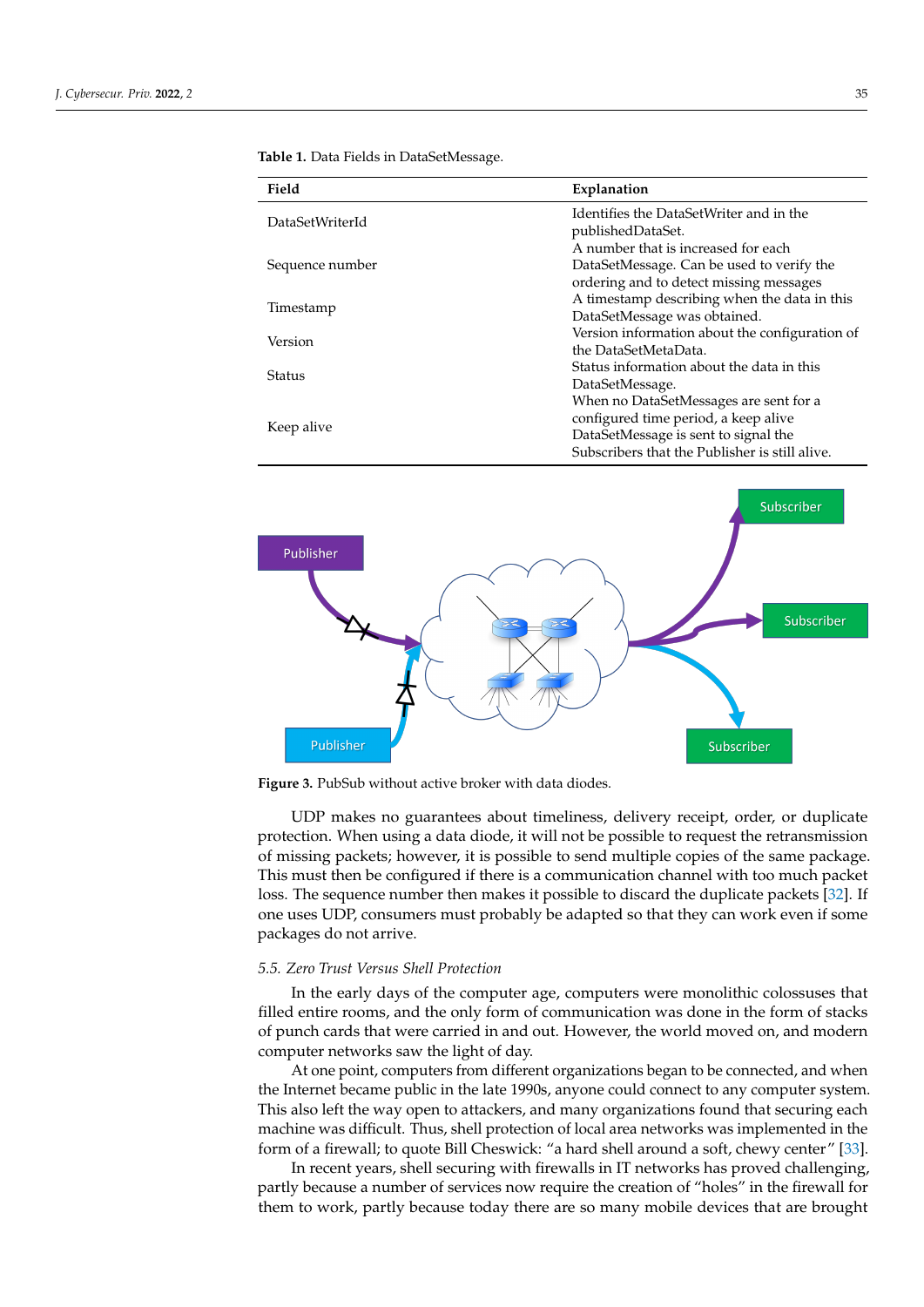**Table 1.** Data Fields in DataSetMessage.

| Field | Explanation |
|---|---|
| DataSetWriterId | Identifies the DataSetWriter and in the publishedDataSet. |
| Sequence number | A number that is increased for each DataSetMessage. Can be used to verify the ordering and to detect missing messages |
| Timestamp | A timestamp describing when the data in this DataSetMessage was obtained. |
| Version | Version information about the configuration of the DataSetMetaData. |
| Status | Status information about the data in this DataSetMessage. |
| Keep alive | When no DataSetMessages are sent for a configured time period, a keep alive DataSetMessage is sent to signal the Subscribers that the Publisher is still alive. |

Publisher
Publisher
Subscriber
Subscriber
Subscriber

**Figure 3.** PubSub without active broker with data diodes.

UDP makes no guarantees about timeliness, delivery receipt, order, or duplicate protection. When using a data diode, it will not be possible to request the retransmission of missing packets; however, it is possible to send multiple copies of the same package. This must then be configured if there is a communication channel with too much packet loss. The sequence number then makes it possible to discard the duplicate packets [32]. If one uses UDP, consumers must probably be adapted so that they can work even if some packages do not arrive.

### 5.5. Zero Trust Versus Shell Protection

In the early days of the computer age, computers were monolithic colossuses that filled entire rooms, and the only form of communication was done in the form of stacks of punch cards that were carried in and out. However, the world moved on, and modern computer networks saw the light of day.

At one point, computers from different organizations began to be connected, and when the Internet became public in the late 1990s, anyone could connect to any computer system. This also left the way open to attackers, and many organizations found that securing each machine was difficult. Thus, shell protection of local area networks was implemented in the form of a firewall; to quote Bill Cheswick: "a hard shell around a soft, chewy center" [33].

In recent years, shell securing with firewalls in IT networks has proved challenging, partly because a number of services now require the creation of "holes" in the firewall for them to work, partly because today there are so many mobile devices that are brought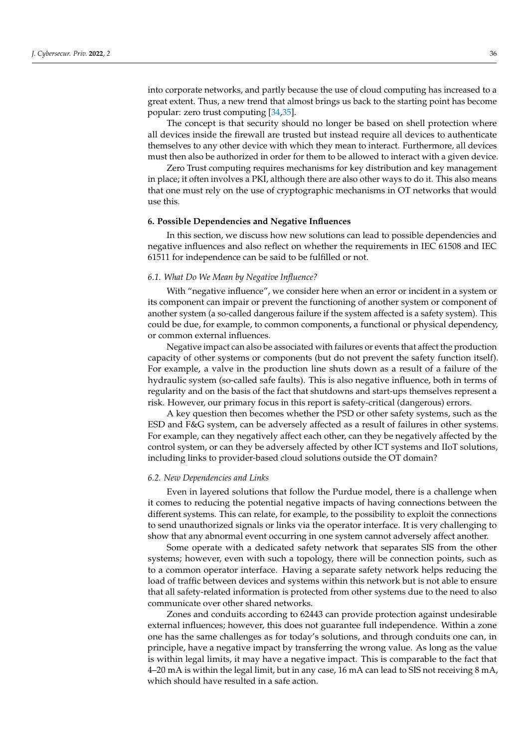into corporate networks, and partly because the use of cloud computing has increased to a great extent. Thus, a new trend that almost brings us back to the starting point has become popular: zero trust computing [34,35].

The concept is that security should no longer be based on shell protection where all devices inside the firewall are trusted but instead require all devices to authenticate themselves to any other device with which they mean to interact. Furthermore, all devices must then also be authorized in order for them to be allowed to interact with a given device.

Zero Trust computing requires mechanisms for key distribution and key management in place; it often involves a PKI, although there are also other ways to do it. This also means that one must rely on the use of cryptographic mechanisms in OT networks that would use this.

## 6. Possible Dependencies and Negative Influences

In this section, we discuss how new solutions can lead to possible dependencies and negative influences and also reflect on whether the requirements in IEC 61508 and IEC 61511 for independence can be said to be fulfilled or not.

### *6.1. What Do We Mean by Negative Influence?*

With "negative influence", we consider here when an error or incident in a system or its component can impair or prevent the functioning of another system or component of another system (a so-called dangerous failure if the system affected is a safety system). This could be due, for example, to common components, a functional or physical dependency, or common external influences.

Negative impact can also be associated with failures or events that affect the production capacity of other systems or components (but do not prevent the safety function itself). For example, a valve in the production line shuts down as a result of a failure of the hydraulic system (so-called safe faults). This is also negative influence, both in terms of regularity and on the basis of the fact that shutdowns and start-ups themselves represent a risk. However, our primary focus in this report is safety-critical (dangerous) errors.

A key question then becomes whether the PSD or other safety systems, such as the ESD and F&G system, can be adversely affected as a result of failures in other systems. For example, can they negatively affect each other, can they be negatively affected by the control system, or can they be adversely affected by other ICT systems and IIoT solutions, including links to provider-based cloud solutions outside the OT domain?

### *6.2. New Dependencies and Links*

Even in layered solutions that follow the Purdue model, there is a challenge when it comes to reducing the potential negative impacts of having connections between the different systems. This can relate, for example, to the possibility to exploit the connections to send unauthorized signals or links via the operator interface. It is very challenging to show that any abnormal event occurring in one system cannot adversely affect another.

Some operate with a dedicated safety network that separates SIS from the other systems; however, even with such a topology, there will be connection points, such as to a common operator interface. Having a separate safety network helps reducing the load of traffic between devices and systems within this network but is not able to ensure that all safety-related information is protected from other systems due to the need to also communicate over other shared networks.

Zones and conduits according to 62443 can provide protection against undesirable external influences; however, this does not guarantee full independence. Within a zone one has the same challenges as for today's solutions, and through conduits one can, in principle, have a negative impact by transferring the wrong value. As long as the value is within legal limits, it may have a negative impact. This is comparable to the fact that 4–20 mA is within the legal limit, but in any case, 16 mA can lead to SIS not receiving 8 mA, which should have resulted in a safe action.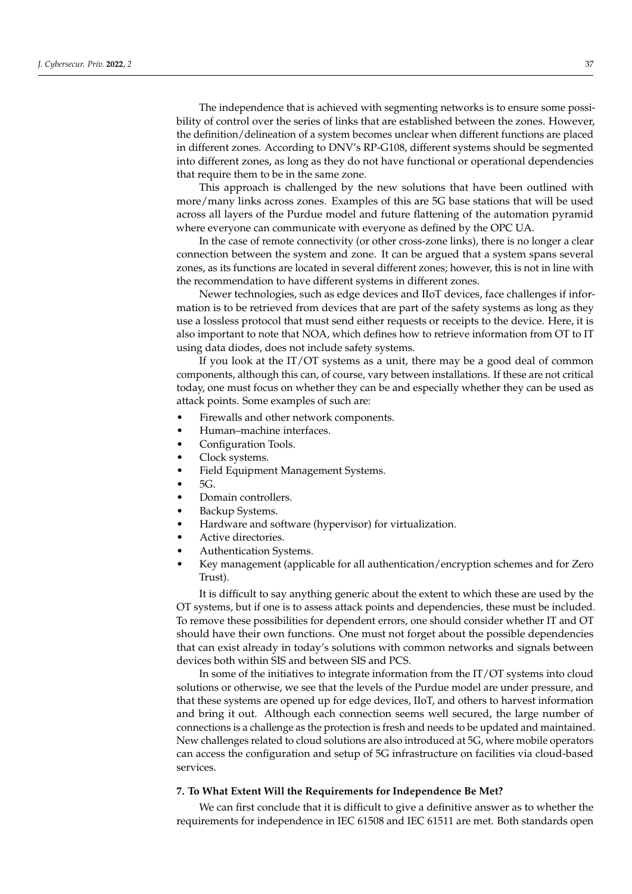The independence that is achieved with segmenting networks is to ensure some possibility of control over the series of links that are established between the zones. However, the definition/delineation of a system becomes unclear when different functions are placed in different zones. According to DNV's RP-G108, different systems should be segmented into different zones, as long as they do not have functional or operational dependencies that require them to be in the same zone.

This approach is challenged by the new solutions that have been outlined with more/many links across zones. Examples of this are 5G base stations that will be used across all layers of the Purdue model and future flattening of the automation pyramid where everyone can communicate with everyone as defined by the OPC UA.

In the case of remote connectivity (or other cross-zone links), there is no longer a clear connection between the system and zone. It can be argued that a system spans several zones, as its functions are located in several different zones; however, this is not in line with the recommendation to have different systems in different zones.

Newer technologies, such as edge devices and IIoT devices, face challenges if information is to be retrieved from devices that are part of the safety systems as long as they use a lossless protocol that must send either requests or receipts to the device. Here, it is also important to note that NOA, which defines how to retrieve information from OT to IT using data diodes, does not include safety systems.

If you look at the IT/OT systems as a unit, there may be a good deal of common components, although this can, of course, vary between installations. If these are not critical today, one must focus on whether they can be and especially whether they can be used as attack points. Some examples of such are:

- Firewalls and other network components.
- Human–machine interfaces.
- Configuration Tools.
- Clock systems.
- Field Equipment Management Systems.
- 5G.
- Domain controllers.
- Backup Systems.
- Hardware and software (hypervisor) for virtualization.
- Active directories.
- Authentication Systems.
- Key management (applicable for all authentication/encryption schemes and for Zero Trust).

It is difficult to say anything generic about the extent to which these are used by the OT systems, but if one is to assess attack points and dependencies, these must be included. To remove these possibilities for dependent errors, one should consider whether IT and OT should have their own functions. One must not forget about the possible dependencies that can exist already in today's solutions with common networks and signals between devices both within SIS and between SIS and PCS.

In some of the initiatives to integrate information from the IT/OT systems into cloud solutions or otherwise, we see that the levels of the Purdue model are under pressure, and that these systems are opened up for edge devices, IIoT, and others to harvest information and bring it out. Although each connection seems well secured, the large number of connections is a challenge as the protection is fresh and needs to be updated and maintained. New challenges related to cloud solutions are also introduced at 5G, where mobile operators can access the configuration and setup of 5G infrastructure on facilities via cloud-based services.

## 7. To What Extent Will the Requirements for Independence Be Met?

We can first conclude that it is difficult to give a definitive answer as to whether the requirements for independence in IEC 61508 and IEC 61511 are met. Both standards open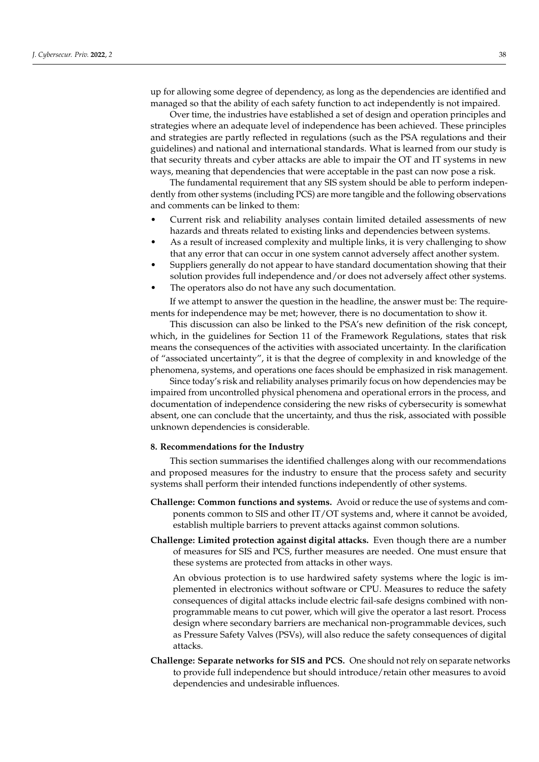up for allowing some degree of dependency, as long as the dependencies are identified and managed so that the ability of each safety function to act independently is not impaired.

Over time, the industries have established a set of design and operation principles and strategies where an adequate level of independence has been achieved. These principles and strategies are partly reflected in regulations (such as the PSA regulations and their guidelines) and national and international standards. What is learned from our study is that security threats and cyber attacks are able to impair the OT and IT systems in new ways, meaning that dependencies that were acceptable in the past can now pose a risk.

The fundamental requirement that any SIS system should be able to perform independently from other systems (including PCS) are more tangible and the following observations and comments can be linked to them:

- Current risk and reliability analyses contain limited detailed assessments of new hazards and threats related to existing links and dependencies between systems.
- As a result of increased complexity and multiple links, it is very challenging to show that any error that can occur in one system cannot adversely affect another system.
- Suppliers generally do not appear to have standard documentation showing that their solution provides full independence and/or does not adversely affect other systems.
- The operators also do not have any such documentation.

If we attempt to answer the question in the headline, the answer must be: The requirements for independence may be met; however, there is no documentation to show it.

This discussion can also be linked to the PSA's new definition of the risk concept, which, in the guidelines for Section 11 of the Framework Regulations, states that risk means the consequences of the activities with associated uncertainty. In the clarification of "associated uncertainty", it is that the degree of complexity in and knowledge of the phenomena, systems, and operations one faces should be emphasized in risk management.

Since today's risk and reliability analyses primarily focus on how dependencies may be impaired from uncontrolled physical phenomena and operational errors in the process, and documentation of independence considering the new risks of cybersecurity is somewhat absent, one can conclude that the uncertainty, and thus the risk, associated with possible unknown dependencies is considerable.

## 8. Recommendations for the Industry

This section summarises the identified challenges along with our recommendations and proposed measures for the industry to ensure that the process safety and security systems shall perform their intended functions independently of other systems.

**Challenge: Common functions and systems.** Avoid or reduce the use of systems and components common to SIS and other IT/OT systems and, where it cannot be avoided, establish multiple barriers to prevent attacks against common solutions.

**Challenge: Limited protection against digital attacks.** Even though there are a number of measures for SIS and PCS, further measures are needed. One must ensure that these systems are protected from attacks in other ways.

An obvious protection is to use hardwired safety systems where the logic is implemented in electronics without software or CPU. Measures to reduce the safety consequences of digital attacks include electric fail-safe designs combined with non-programmable means to cut power, which will give the operator a last resort. Process design where secondary barriers are mechanical non-programmable devices, such as Pressure Safety Valves (PSVs), will also reduce the safety consequences of digital attacks.

**Challenge: Separate networks for SIS and PCS.** One should not rely on separate networks to provide full independence but should introduce/retain other measures to avoid dependencies and undesirable influences.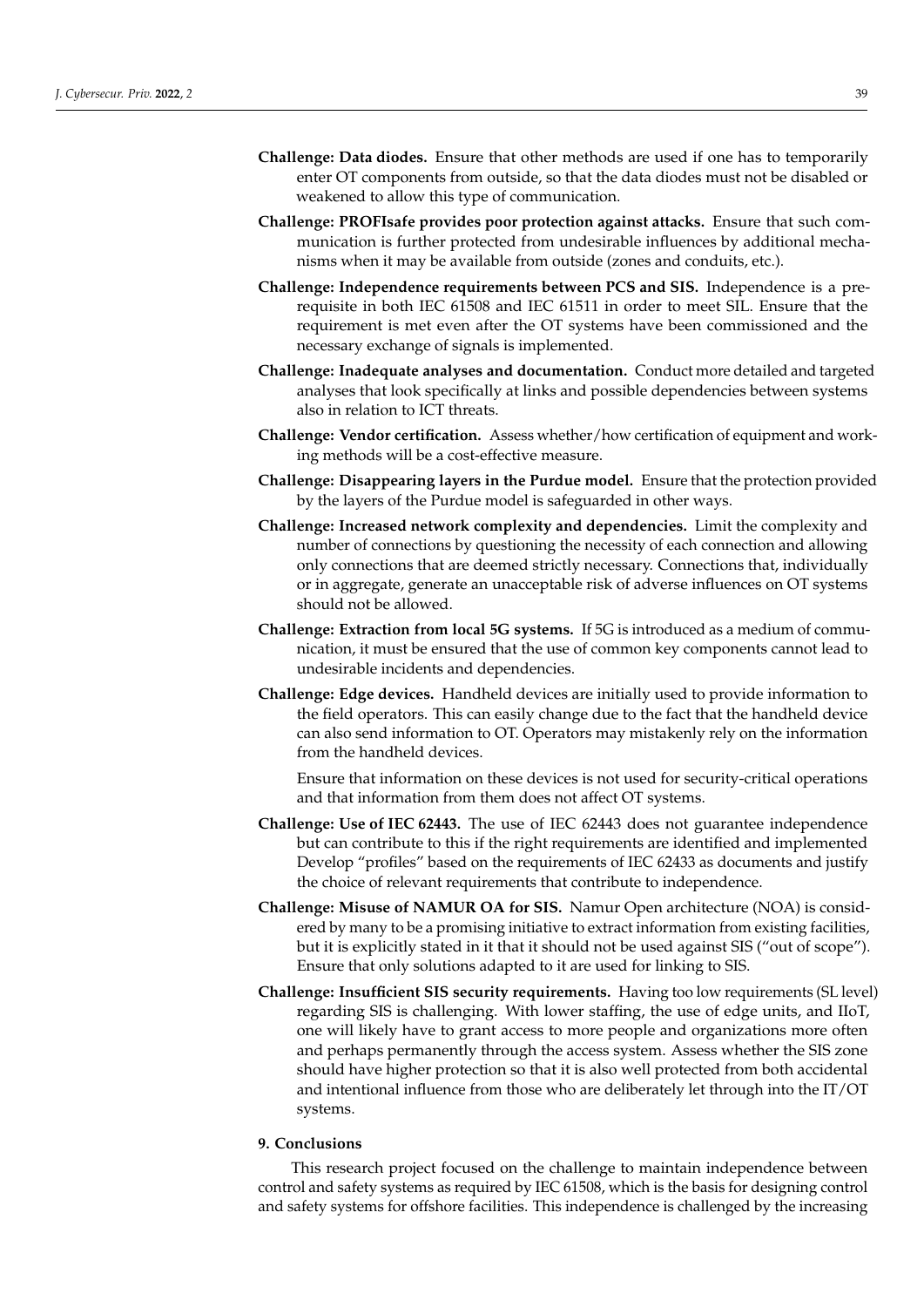**Challenge: Data diodes.** Ensure that other methods are used if one has to temporarily enter OT components from outside, so that the data diodes must not be disabled or weakened to allow this type of communication.

**Challenge: PROFIsafe provides poor protection against attacks.** Ensure that such communication is further protected from undesirable influences by additional mechanisms when it may be available from outside (zones and conduits, etc.).

**Challenge: Independence requirements between PCS and SIS.** Independence is a prerequisite in both IEC 61508 and IEC 61511 in order to meet SIL. Ensure that the requirement is met even after the OT systems have been commissioned and the necessary exchange of signals is implemented.

**Challenge: Inadequate analyses and documentation.** Conduct more detailed and targeted analyses that look specifically at links and possible dependencies between systems also in relation to ICT threats.

**Challenge: Vendor certification.** Assess whether/how certification of equipment and working methods will be a cost-effective measure.

**Challenge: Disappearing layers in the Purdue model.** Ensure that the protection provided by the layers of the Purdue model is safeguarded in other ways.

**Challenge: Increased network complexity and dependencies.** Limit the complexity and number of connections by questioning the necessity of each connection and allowing only connections that are deemed strictly necessary. Connections that, individually or in aggregate, generate an unacceptable risk of adverse influences on OT systems should not be allowed.

**Challenge: Extraction from local 5G systems.** If 5G is introduced as a medium of communication, it must be ensured that the use of common key components cannot lead to undesirable incidents and dependencies.

**Challenge: Edge devices.** Handheld devices are initially used to provide information to the field operators. This can easily change due to the fact that the handheld device can also send information to OT. Operators may mistakenly rely on the information from the handheld devices.

Ensure that information on these devices is not used for security-critical operations and that information from them does not affect OT systems.

**Challenge: Use of IEC 62443.** The use of IEC 62443 does not guarantee independence but can contribute to this if the right requirements are identified and implemented Develop "profiles" based on the requirements of IEC 62433 as documents and justify the choice of relevant requirements that contribute to independence.

**Challenge: Misuse of NAMUR OA for SIS.** Namur Open architecture (NOA) is considered by many to be a promising initiative to extract information from existing facilities, but it is explicitly stated in it that it should not be used against SIS ("out of scope"). Ensure that only solutions adapted to it are used for linking to SIS.

**Challenge: Insufficient SIS security requirements.** Having too low requirements (SL level) regarding SIS is challenging. With lower staffing, the use of edge units, and IIoT, one will likely have to grant access to more people and organizations more often and perhaps permanently through the access system. Assess whether the SIS zone should have higher protection so that it is also well protected from both accidental and intentional influence from those who are deliberately let through into the IT/OT systems.

## 9. Conclusions

This research project focused on the challenge to maintain independence between control and safety systems as required by IEC 61508, which is the basis for designing control and safety systems for offshore facilities. This independence is challenged by the increasing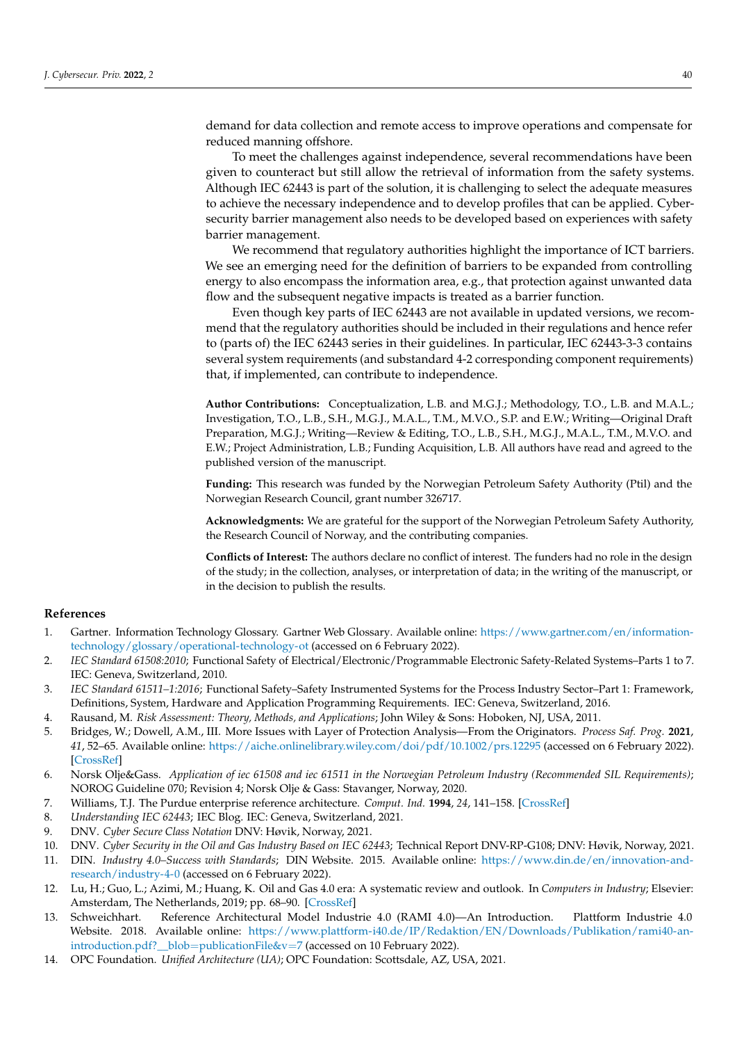demand for data collection and remote access to improve operations and compensate for reduced manning offshore.

To meet the challenges against independence, several recommendations have been given to counteract but still allow the retrieval of information from the safety systems. Although IEC 62443 is part of the solution, it is challenging to select the adequate measures to achieve the necessary independence and to develop profiles that can be applied. Cybersecurity barrier management also needs to be developed based on experiences with safety barrier management.

We recommend that regulatory authorities highlight the importance of ICT barriers. We see an emerging need for the definition of barriers to be expanded from controlling energy to also encompass the information area, e.g., that protection against unwanted data flow and the subsequent negative impacts is treated as a barrier function.

Even though key parts of IEC 62443 are not available in updated versions, we recommend that the regulatory authorities should be included in their regulations and hence refer to (parts of) the IEC 62443 series in their guidelines. In particular, IEC 62443-3-3 contains several system requirements (and substandard 4-2 corresponding component requirements) that, if implemented, can contribute to independence.

**Author Contributions:** Conceptualization, L.B. and M.G.J.; Methodology, T.O., L.B. and M.A.L.; Investigation, T.O., L.B., S.H., M.G.J., M.A.L., T.M., M.V.O., S.P. and E.W.; Writing—Original Draft Preparation, M.G.J.; Writing—Review & Editing, T.O., L.B., S.H., M.G.J., M.A.L., T.M., M.V.O. and E.W.; Project Administration, L.B.; Funding Acquisition, L.B. All authors have read and agreed to the published version of the manuscript.

**Funding:** This research was funded by the Norwegian Petroleum Safety Authority (Ptil) and the Norwegian Research Council, grant number 326717.

**Acknowledgments:** We are grateful for the support of the Norwegian Petroleum Safety Authority, the Research Council of Norway, and the contributing companies.

**Conflicts of Interest:** The authors declare no conflict of interest. The funders had no role in the design of the study; in the collection, analyses, or interpretation of data; in the writing of the manuscript, or in the decision to publish the results.

## References

1. Gartner. Information Technology Glossary. Gartner Web Glossary. Available online: https://www.gartner.com/en/information-technology/glossary/operational-technology-ot (accessed on 6 February 2022).
2. *IEC Standard 61508:2010*; Functional Safety of Electrical/Electronic/Programmable Electronic Safety-Related Systems–Parts 1 to 7. IEC: Geneva, Switzerland, 2010.
3. *IEC Standard 61511–1:2016*; Functional Safety–Safety Instrumented Systems for the Process Industry Sector–Part 1: Framework, Definitions, System, Hardware and Application Programming Requirements. IEC: Geneva, Switzerland, 2016.
4. Rausand, M. *Risk Assessment: Theory, Methods, and Applications*; John Wiley & Sons: Hoboken, NJ, USA, 2011.
5. Bridges, W.; Dowell, A.M., III. More Issues with Layer of Protection Analysis—From the Originators. *Process Saf. Prog.* **2021**, *41*, 52–65. Available online: https://aiche.onlinelibrary.wiley.com/doi/pdf/10.1002/prs.12295 (accessed on 6 February 2022). [CrossRef]
6. Norsk Olje&Gass. *Application of iec 61508 and iec 61511 in the Norwegian Petroleum Industry (Recommended SIL Requirements)*; NOROG Guideline 070; Revision 4; Norsk Olje & Gass: Stavanger, Norway, 2020.
7. Williams, T.J. The Purdue enterprise reference architecture. *Comput. Ind.* **1994**, *24*, 141–158. [CrossRef]
8. *Understanding IEC 62443*; IEC Blog. IEC: Geneva, Switzerland, 2021.
9. DNV. *Cyber Secure Class Notation* DNV: Høvik, Norway, 2021.
10. DNV. *Cyber Security in the Oil and Gas Industry Based on IEC 62443*; Technical Report DNV-RP-G108; DNV: Høvik, Norway, 2021.
11. DIN. *Industry 4.0–Success with Standards*; DIN Website. 2015. Available online: https://www.din.de/en/innovation-and-research/industry-4-0 (accessed on 6 February 2022).
12. Lu, H.; Guo, L.; Azimi, M.; Huang, K. Oil and Gas 4.0 era: A systematic review and outlook. In *Computers in Industry*; Elsevier: Amsterdam, The Netherlands, 2019; pp. 68–90. [CrossRef]
13. Schweichhart. Reference Architectural Model Industrie 4.0 (RAMI 4.0)—An Introduction. Plattform Industrie 4.0 Website. 2018. Available online: https://www.plattform-i40.de/IP/Redaktion/EN/Downloads/Publikation/rami40-an-introduction.pdf?__blob=publicationFile&v=7 (accessed on 10 February 2022).
14. OPC Foundation. *Unified Architecture (UA)*; OPC Foundation: Scottsdale, AZ, USA, 2021.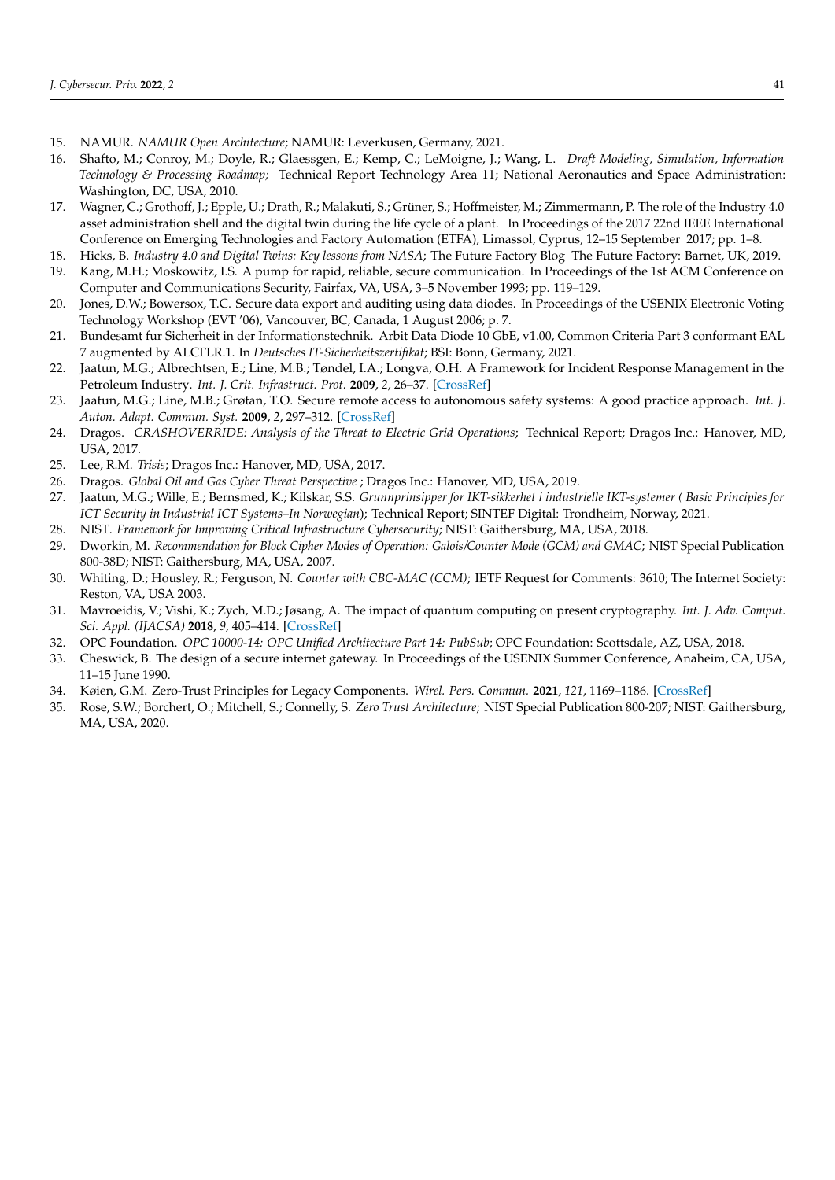15. NAMUR. *NAMUR Open Architecture*; NAMUR: Leverkusen, Germany, 2021.
16. Shafto, M.; Conroy, M.; Doyle, R.; Glaessgen, E.; Kemp, C.; LeMoigne, J.; Wang, L. *Draft Modeling, Simulation, Information Technology & Processing Roadmap;* Technical Report Technology Area 11; National Aeronautics and Space Administration: Washington, DC, USA, 2010.
17. Wagner, C.; Grothoff, J.; Epple, U.; Drath, R.; Malakuti, S.; Grüner, S.; Hoffmeister, M.; Zimmermann, P. The role of the Industry 4.0 asset administration shell and the digital twin during the life cycle of a plant. In Proceedings of the 2017 22nd IEEE International Conference on Emerging Technologies and Factory Automation (ETFA), Limassol, Cyprus, 12–15 September 2017; pp. 1–8.
18. Hicks, B. *Industry 4.0 and Digital Twins: Key lessons from NASA*; The Future Factory Blog The Future Factory: Barnet, UK, 2019.
19. Kang, M.H.; Moskowitz, I.S. A pump for rapid, reliable, secure communication. In Proceedings of the 1st ACM Conference on Computer and Communications Security, Fairfax, VA, USA, 3–5 November 1993; pp. 119–129.
20. Jones, D.W.; Bowersox, T.C. Secure data export and auditing using data diodes. In Proceedings of the USENIX Electronic Voting Technology Workshop (EVT '06), Vancouver, BC, Canada, 1 August 2006; p. 7.
21. Bundesamt fur Sicherheit in der Informationstechnik. Arbit Data Diode 10 GbE, v1.00, Common Criteria Part 3 conformant EAL 7 augmented by ALCFLR.1. In *Deutsches IT-Sicherheitszertifikat*; BSI: Bonn, Germany, 2021.
22. Jaatun, M.G.; Albrechtsen, E.; Line, M.B.; Tøndel, I.A.; Longva, O.H. A Framework for Incident Response Management in the Petroleum Industry. *Int. J. Crit. Infrastruct. Prot.* **2009**, *2*, 26–37. [CrossRef]
23. Jaatun, M.G.; Line, M.B.; Grøtan, T.O. Secure remote access to autonomous safety systems: A good practice approach. *Int. J. Auton. Adapt. Commun. Syst.* **2009**, *2*, 297–312. [CrossRef]
24. Dragos. *CRASHOVERRIDE: Analysis of the Threat to Electric Grid Operations*; Technical Report; Dragos Inc.: Hanover, MD, USA, 2017.
25. Lee, R.M. *Trisis*; Dragos Inc.: Hanover, MD, USA, 2017.
26. Dragos. *Global Oil and Gas Cyber Threat Perspective* ; Dragos Inc.: Hanover, MD, USA, 2019.
27. Jaatun, M.G.; Wille, E.; Bernsmed, K.; Kilskar, S.S. *Grunnprinsipper for IKT-sikkerhet i industrielle IKT-systemer ( Basic Principles for ICT Security in Industrial ICT Systems–In Norwegian*); Technical Report; SINTEF Digital: Trondheim, Norway, 2021.
28. NIST. *Framework for Improving Critical Infrastructure Cybersecurity*; NIST: Gaithersburg, MA, USA, 2018.
29. Dworkin, M. *Recommendation for Block Cipher Modes of Operation: Galois/Counter Mode (GCM) and GMAC*; NIST Special Publication 800-38D; NIST: Gaithersburg, MA, USA, 2007.
30. Whiting, D.; Housley, R.; Ferguson, N. *Counter with CBC-MAC (CCM)*; IETF Request for Comments: 3610; The Internet Society: Reston, VA, USA 2003.
31. Mavroeidis, V.; Vishi, K.; Zych, M.D.; Jøsang, A. The impact of quantum computing on present cryptography. *Int. J. Adv. Comput. Sci. Appl. (IJACSA)* **2018**, *9*, 405–414. [CrossRef]
32. OPC Foundation. *OPC 10000-14: OPC Unified Architecture Part 14: PubSub*; OPC Foundation: Scottsdale, AZ, USA, 2018.
33. Cheswick, B. The design of a secure internet gateway. In Proceedings of the USENIX Summer Conference, Anaheim, CA, USA, 11–15 June 1990.
34. Køien, G.M. Zero-Trust Principles for Legacy Components. *Wirel. Pers. Commun.* **2021**, *121*, 1169–1186. [CrossRef]
35. Rose, S.W.; Borchert, O.; Mitchell, S.; Connelly, S. *Zero Trust Architecture*; NIST Special Publication 800-207; NIST: Gaithersburg, MA, USA, 2020.